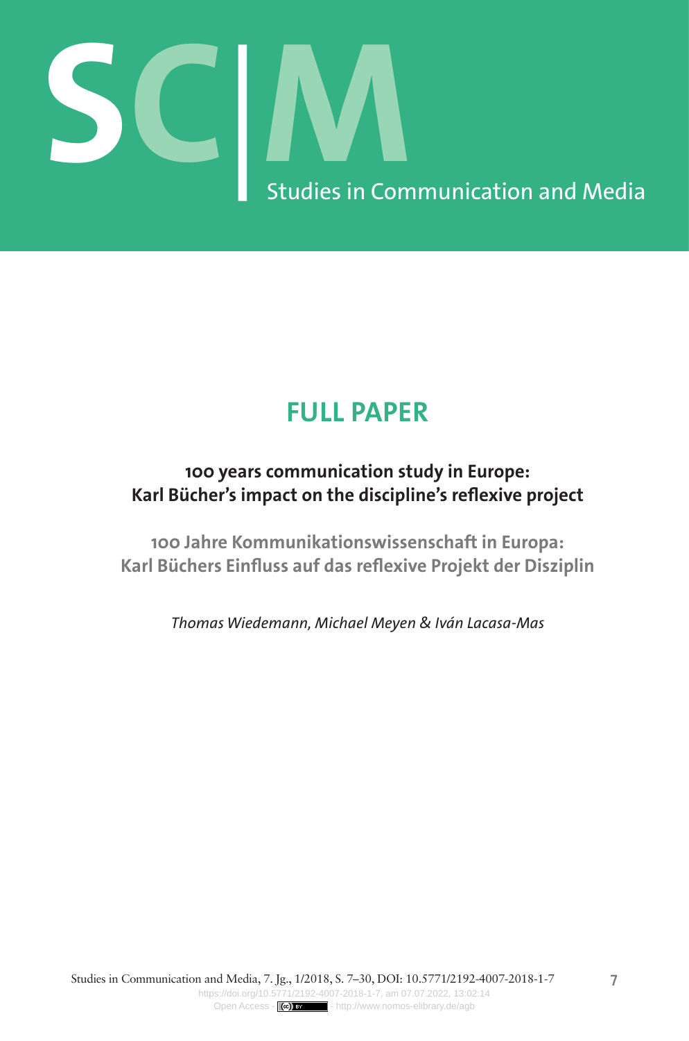# FULL PAPER

## 100 years communication study in Europe: Karl Bücher's impact on the discipline's reflexive project

## 100 Jahre Kommunikationswissenschaft in Europa: Karl Büchers Einfluss auf das reflexive Projekt der Disziplin

*Thomas Wiedemann, Michael Meyen & Iván Lacasa-Mas*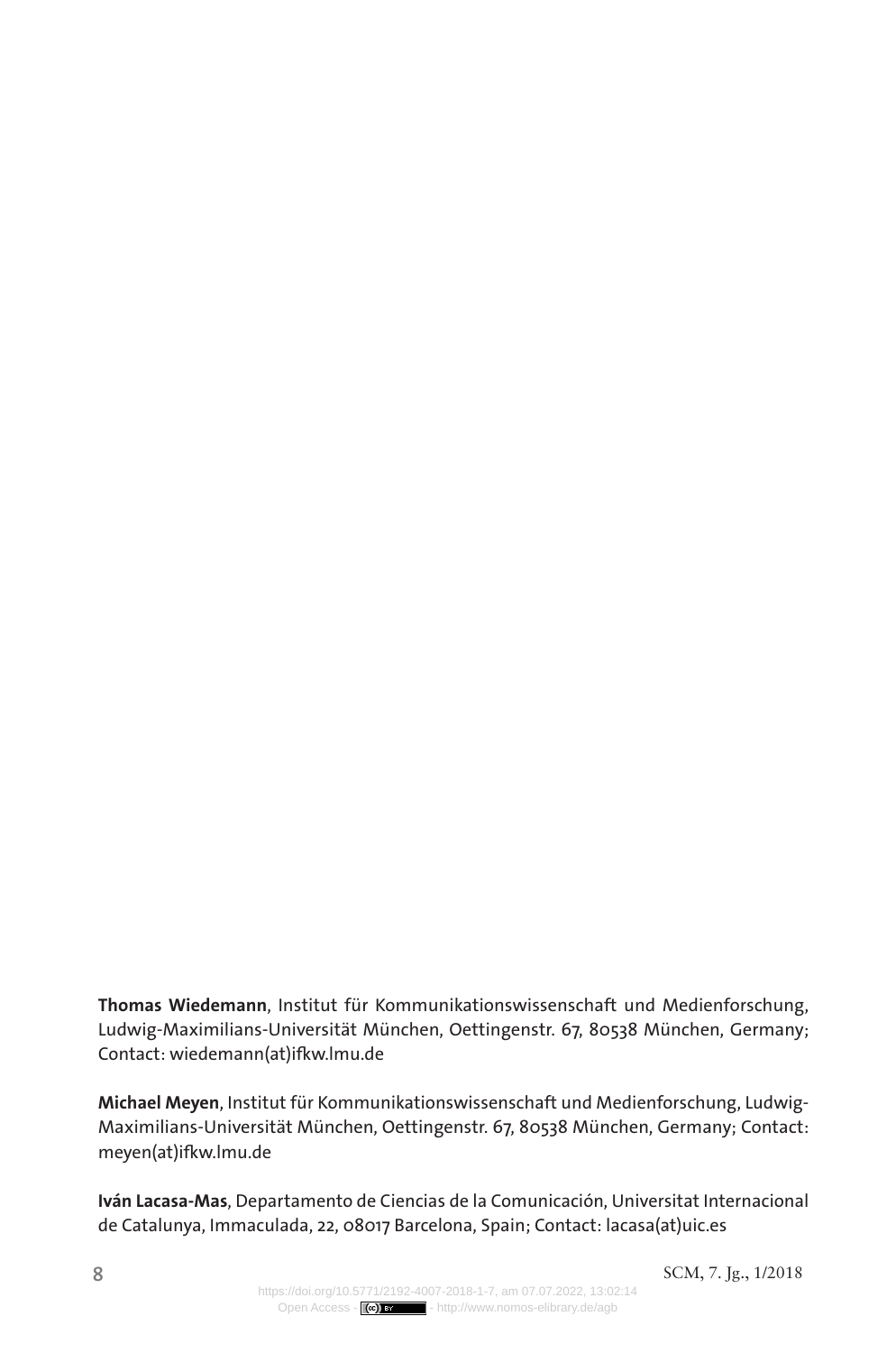**Thomas Wiedemann**, Institut für Kommunikationswissenschaft und Medienforschung, Ludwig-Maximilians-Universität München, Oettingenstr. 67, 80538 München, Germany; Contact: wiedemann(at)ifkw.lmu.de

**Michael Meyen**, Institut für Kommunikationswissenschaft und Medienforschung, Ludwig-Maximilians-Universität München, Oettingenstr. 67, 80538 München, Germany; Contact: meyen(at)ifkw.lmu.de

**Iván Lacasa-Mas**, Departamento de Ciencias de la Comunicación, Universitat Internacional de Catalunya, Immaculada, 22, 08017 Barcelona, Spain; Contact: lacasa(at)uic.es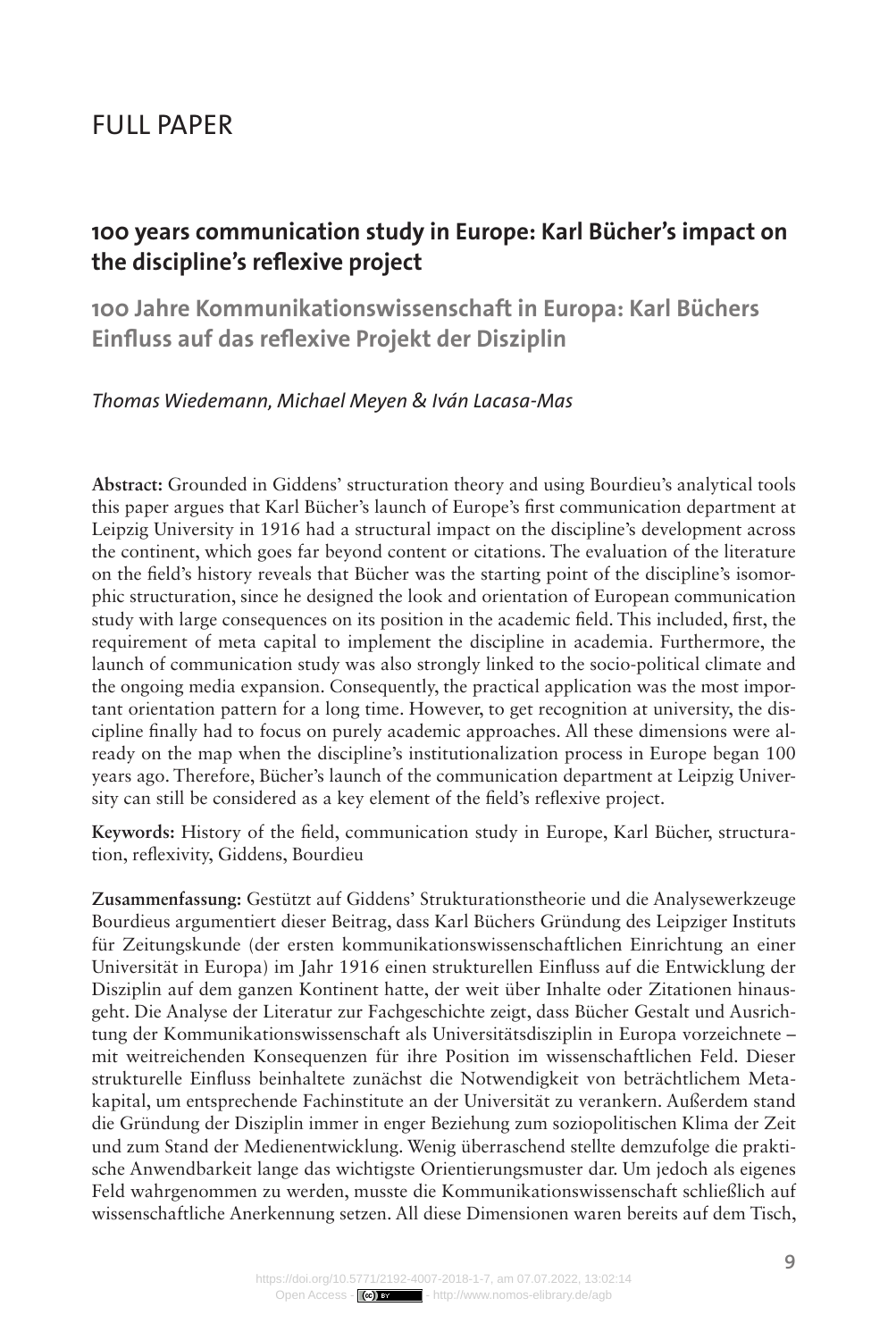# FULL PAPER

## 100 years communication study in Europe: Karl Bücher's impact on the discipline's reflexive project

## 100 Jahre Kommunikationswissenschaft in Europa: Karl Büchers Einfluss auf das reflexive Projekt der Disziplin

*Thomas Wiedemann, Michael Meyen & Iván Lacasa-Mas*

**Abstract:** Grounded in Giddens' structuration theory and using Bourdieu's analytical tools this paper argues that Karl Bücher's launch of Europe's first communication department at Leipzig University in 1916 had a structural impact on the discipline's development across the continent, which goes far beyond content or citations. The evaluation of the literature on the field's history reveals that Bücher was the starting point of the discipline's isomorphic structuration, since he designed the look and orientation of European communication study with large consequences on its position in the academic field. This included, first, the requirement of meta capital to implement the discipline in academia. Furthermore, the launch of communication study was also strongly linked to the socio-political climate and the ongoing media expansion. Consequently, the practical application was the most important orientation pattern for a long time. However, to get recognition at university, the discipline finally had to focus on purely academic approaches. All these dimensions were already on the map when the discipline's institutionalization process in Europe began 100 years ago. Therefore, Bücher's launch of the communication department at Leipzig University can still be considered as a key element of the field's reflexive project.

**Keywords:** History of the field, communication study in Europe, Karl Bücher, structuration, reflexivity, Giddens, Bourdieu

**Zusammenfassung:** Gestützt auf Giddens' Strukturationstheorie und die Analysewerkzeuge Bourdieus argumentiert dieser Beitrag, dass Karl Büchers Gründung des Leipziger Instituts für Zeitungskunde (der ersten kommunikationswissenschaftlichen Einrichtung an einer Universität in Europa) im Jahr 1916 einen strukturellen Einfluss auf die Entwicklung der Disziplin auf dem ganzen Kontinent hatte, der weit über Inhalte oder Zitationen hinausgeht. Die Analyse der Literatur zur Fachgeschichte zeigt, dass Bücher Gestalt und Ausrichtung der Kommunikationswissenschaft als Universitätsdisziplin in Europa vorzeichnete – mit weitreichenden Konsequenzen für ihre Position im wissenschaftlichen Feld. Dieser strukturelle Einfluss beinhaltete zunächst die Notwendigkeit von beträchtlichem Metakapital, um entsprechende Fachinstitute an der Universität zu verankern. Außerdem stand die Gründung der Disziplin immer in enger Beziehung zum soziopolitischen Klima der Zeit und zum Stand der Medienentwicklung. Wenig überraschend stellte demzufolge die praktische Anwendbarkeit lange das wichtigste Orientierungsmuster dar. Um jedoch als eigenes Feld wahrgenommen zu werden, musste die Kommunikationswissenschaft schließlich auf wissenschaftliche Anerkennung setzen. All diese Dimensionen waren bereits auf dem Tisch,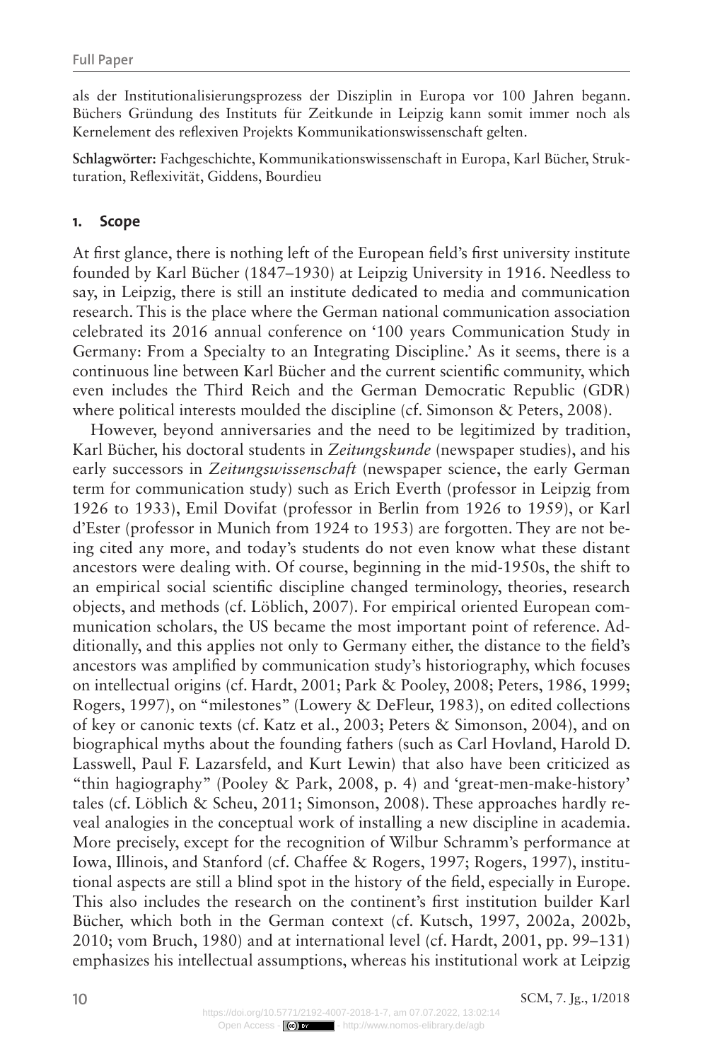als der Institutionalisierungsprozess der Disziplin in Europa vor 100 Jahren begann. Büchers Gründung des Instituts für Zeitkunde in Leipzig kann somit immer noch als Kernelement des reflexiven Projekts Kommunikationswissenschaft gelten.

**Schlagwörter:** Fachgeschichte, Kommunikationswissenschaft in Europa, Karl Bücher, Strukturation, Reflexivität, Giddens, Bourdieu

## 1. Scope

At first glance, there is nothing left of the European field's first university institute founded by Karl Bücher (1847–1930) at Leipzig University in 1916. Needless to say, in Leipzig, there is still an institute dedicated to media and communication research. This is the place where the German national communication association celebrated its 2016 annual conference on '100 years Communication Study in Germany: From a Specialty to an Integrating Discipline.' As it seems, there is a continuous line between Karl Bücher and the current scientific community, which even includes the Third Reich and the German Democratic Republic (GDR) where political interests moulded the discipline (cf. Simonson & Peters, 2008).

However, beyond anniversaries and the need to be legitimized by tradition, Karl Bücher, his doctoral students in *Zeitungskunde* (newspaper studies), and his early successors in *Zeitungswissenschaft* (newspaper science, the early German term for communication study) such as Erich Everth (professor in Leipzig from 1926 to 1933), Emil Dovifat (professor in Berlin from 1926 to 1959), or Karl d'Ester (professor in Munich from 1924 to 1953) are forgotten. They are not being cited any more, and today's students do not even know what these distant ancestors were dealing with. Of course, beginning in the mid-1950s, the shift to an empirical social scientific discipline changed terminology, theories, research objects, and methods (cf. Löblich, 2007). For empirical oriented European communication scholars, the US became the most important point of reference. Additionally, and this applies not only to Germany either, the distance to the field's ancestors was amplified by communication study's historiography, which focuses on intellectual origins (cf. Hardt, 2001; Park & Pooley, 2008; Peters, 1986, 1999; Rogers, 1997), on "milestones" (Lowery & DeFleur, 1983), on edited collections of key or canonic texts (cf. Katz et al., 2003; Peters & Simonson, 2004), and on biographical myths about the founding fathers (such as Carl Hovland, Harold D. Lasswell, Paul F. Lazarsfeld, and Kurt Lewin) that also have been criticized as "thin hagiography" (Pooley & Park, 2008, p. 4) and 'great-men-make-history' tales (cf. Löblich & Scheu, 2011; Simonson, 2008). These approaches hardly reveal analogies in the conceptual work of installing a new discipline in academia. More precisely, except for the recognition of Wilbur Schramm's performance at Iowa, Illinois, and Stanford (cf. Chaffee & Rogers, 1997; Rogers, 1997), institutional aspects are still a blind spot in the history of the field, especially in Europe. This also includes the research on the continent's first institution builder Karl Bücher, which both in the German context (cf. Kutsch, 1997, 2002a, 2002b, 2010; vom Bruch, 1980) and at international level (cf. Hardt, 2001, pp. 99–131) emphasizes his intellectual assumptions, whereas his institutional work at Leipzig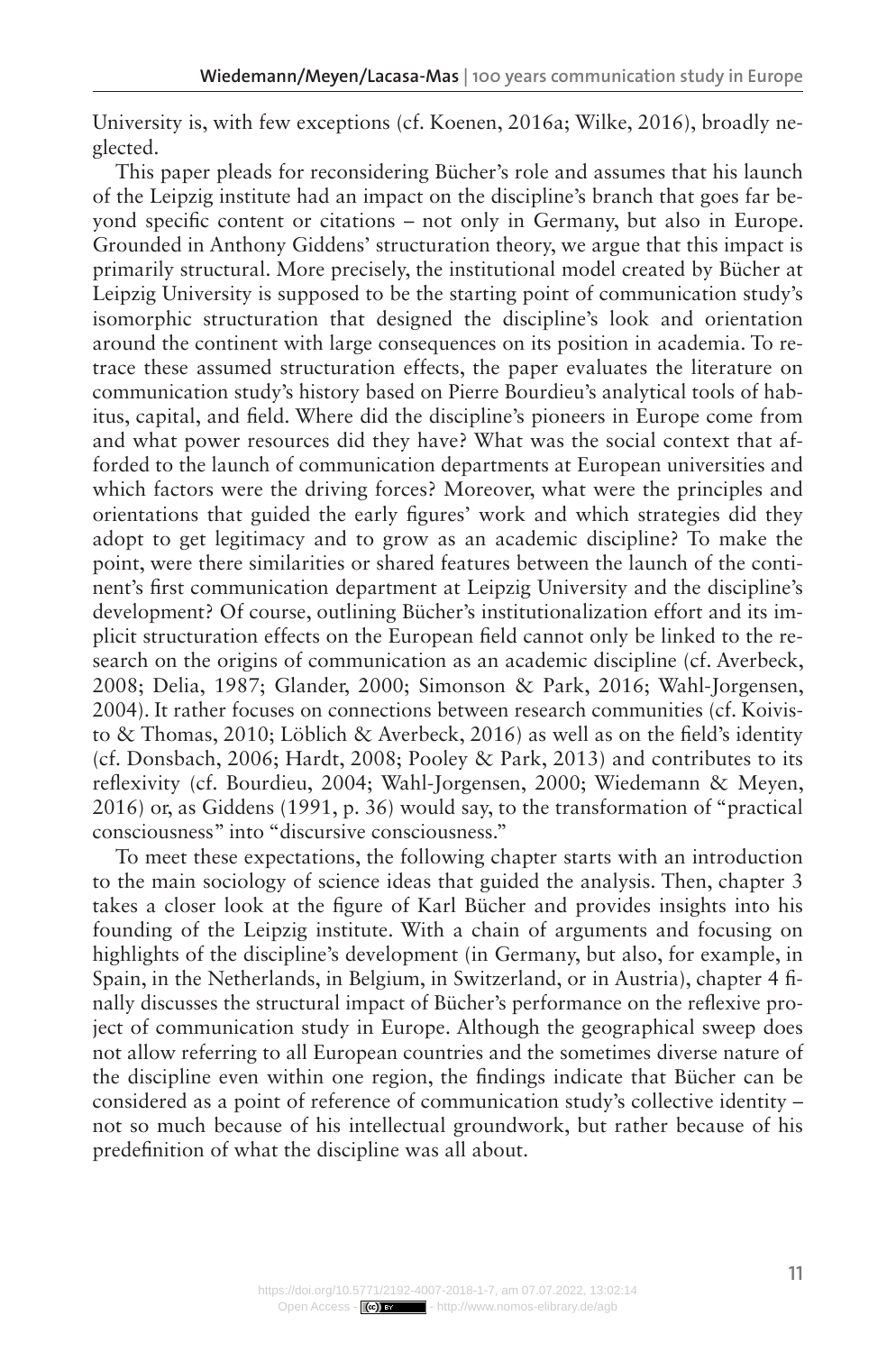University is, with few exceptions (cf. Koenen, 2016a; Wilke, 2016), broadly neglected.

This paper pleads for reconsidering Bücher's role and assumes that his launch of the Leipzig institute had an impact on the discipline's branch that goes far beyond specific content or citations – not only in Germany, but also in Europe. Grounded in Anthony Giddens' structuration theory, we argue that this impact is primarily structural. More precisely, the institutional model created by Bücher at Leipzig University is supposed to be the starting point of communication study's isomorphic structuration that designed the discipline's look and orientation around the continent with large consequences on its position in academia. To retrace these assumed structuration effects, the paper evaluates the literature on communication study's history based on Pierre Bourdieu's analytical tools of habitus, capital, and field. Where did the discipline's pioneers in Europe come from and what power resources did they have? What was the social context that afforded to the launch of communication departments at European universities and which factors were the driving forces? Moreover, what were the principles and orientations that guided the early figures' work and which strategies did they adopt to get legitimacy and to grow as an academic discipline? To make the point, were there similarities or shared features between the launch of the continent's first communication department at Leipzig University and the discipline's development? Of course, outlining Bücher's institutionalization effort and its implicit structuration effects on the European field cannot only be linked to the research on the origins of communication as an academic discipline (cf. Averbeck, 2008; Delia, 1987; Glander, 2000; Simonson & Park, 2016; Wahl-Jorgensen, 2004). It rather focuses on connections between research communities (cf. Koivisto & Thomas, 2010; Löblich & Averbeck, 2016) as well as on the field's identity (cf. Donsbach, 2006; Hardt, 2008; Pooley & Park, 2013) and contributes to its reflexivity (cf. Bourdieu, 2004; Wahl-Jorgensen, 2000; Wiedemann & Meyen, 2016) or, as Giddens (1991, p. 36) would say, to the transformation of "practical consciousness" into "discursive consciousness."

To meet these expectations, the following chapter starts with an introduction to the main sociology of science ideas that guided the analysis. Then, chapter 3 takes a closer look at the figure of Karl Bücher and provides insights into his founding of the Leipzig institute. With a chain of arguments and focusing on highlights of the discipline's development (in Germany, but also, for example, in Spain, in the Netherlands, in Belgium, in Switzerland, or in Austria), chapter 4 finally discusses the structural impact of Bücher's performance on the reflexive project of communication study in Europe. Although the geographical sweep does not allow referring to all European countries and the sometimes diverse nature of the discipline even within one region, the findings indicate that Bücher can be considered as a point of reference of communication study's collective identity – not so much because of his intellectual groundwork, but rather because of his predefinition of what the discipline was all about.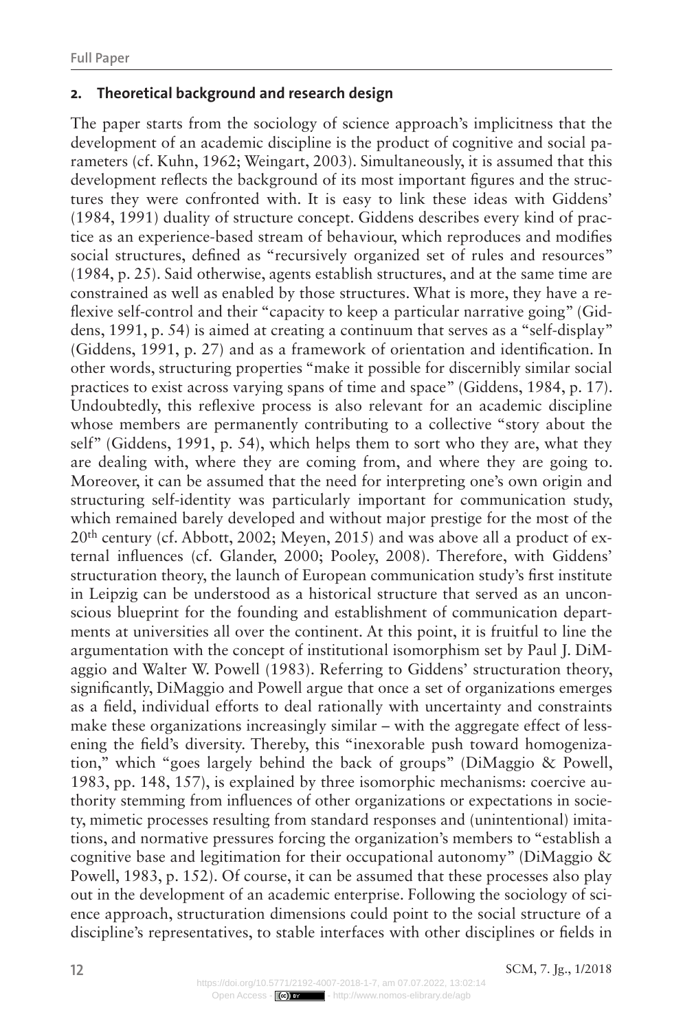## 2. Theoretical background and research design

The paper starts from the sociology of science approach's implicitness that the development of an academic discipline is the product of cognitive and social parameters (cf. Kuhn, 1962; Weingart, 2003). Simultaneously, it is assumed that this development reflects the background of its most important figures and the structures they were confronted with. It is easy to link these ideas with Giddens' (1984, 1991) duality of structure concept. Giddens describes every kind of practice as an experience-based stream of behaviour, which reproduces and modifies social structures, defined as "recursively organized set of rules and resources" (1984, p. 25). Said otherwise, agents establish structures, and at the same time are constrained as well as enabled by those structures. What is more, they have a reflexive self-control and their "capacity to keep a particular narrative going" (Giddens, 1991, p. 54) is aimed at creating a continuum that serves as a "self-display" (Giddens, 1991, p. 27) and as a framework of orientation and identification. In other words, structuring properties "make it possible for discernibly similar social practices to exist across varying spans of time and space" (Giddens, 1984, p. 17). Undoubtedly, this reflexive process is also relevant for an academic discipline whose members are permanently contributing to a collective "story about the self" (Giddens, 1991, p. 54), which helps them to sort who they are, what they are dealing with, where they are coming from, and where they are going to. Moreover, it can be assumed that the need for interpreting one's own origin and structuring self-identity was particularly important for communication study, which remained barely developed and without major prestige for the most of the 20th century (cf. Abbott, 2002; Meyen, 2015) and was above all a product of external influences (cf. Glander, 2000; Pooley, 2008). Therefore, with Giddens' structuration theory, the launch of European communication study's first institute in Leipzig can be understood as a historical structure that served as an unconscious blueprint for the founding and establishment of communication departments at universities all over the continent. At this point, it is fruitful to line the argumentation with the concept of institutional isomorphism set by Paul J. DiMaggio and Walter W. Powell (1983). Referring to Giddens' structuration theory, significantly, DiMaggio and Powell argue that once a set of organizations emerges as a field, individual efforts to deal rationally with uncertainty and constraints make these organizations increasingly similar – with the aggregate effect of lessening the field's diversity. Thereby, this "inexorable push toward homogenization," which "goes largely behind the back of groups" (DiMaggio & Powell, 1983, pp. 148, 157), is explained by three isomorphic mechanisms: coercive authority stemming from influences of other organizations or expectations in society, mimetic processes resulting from standard responses and (unintentional) imitations, and normative pressures forcing the organization's members to "establish a cognitive base and legitimation for their occupational autonomy" (DiMaggio & Powell, 1983, p. 152). Of course, it can be assumed that these processes also play out in the development of an academic enterprise. Following the sociology of science approach, structuration dimensions could point to the social structure of a discipline's representatives, to stable interfaces with other disciplines or fields in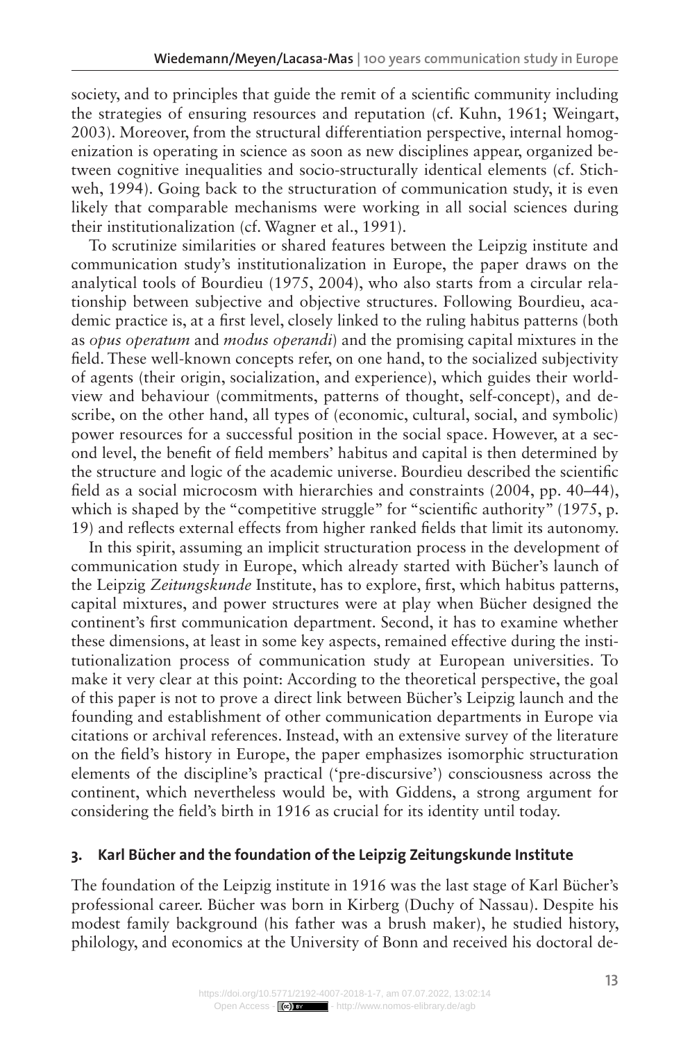society, and to principles that guide the remit of a scientific community including the strategies of ensuring resources and reputation (cf. Kuhn, 1961; Weingart, 2003). Moreover, from the structural differentiation perspective, internal homogenization is operating in science as soon as new disciplines appear, organized between cognitive inequalities and socio-structurally identical elements (cf. Stichweh, 1994). Going back to the structuration of communication study, it is even likely that comparable mechanisms were working in all social sciences during their institutionalization (cf. Wagner et al., 1991).

To scrutinize similarities or shared features between the Leipzig institute and communication study's institutionalization in Europe, the paper draws on the analytical tools of Bourdieu (1975, 2004), who also starts from a circular relationship between subjective and objective structures. Following Bourdieu, academic practice is, at a first level, closely linked to the ruling habitus patterns (both as *opus operatum* and *modus operandi*) and the promising capital mixtures in the field. These well-known concepts refer, on one hand, to the socialized subjectivity of agents (their origin, socialization, and experience), which guides their worldview and behaviour (commitments, patterns of thought, self-concept), and describe, on the other hand, all types of (economic, cultural, social, and symbolic) power resources for a successful position in the social space. However, at a second level, the benefit of field members' habitus and capital is then determined by the structure and logic of the academic universe. Bourdieu described the scientific field as a social microcosm with hierarchies and constraints (2004, pp. 40–44), which is shaped by the "competitive struggle" for "scientific authority" (1975, p. 19) and reflects external effects from higher ranked fields that limit its autonomy.

In this spirit, assuming an implicit structuration process in the development of communication study in Europe, which already started with Bücher's launch of the Leipzig *Zeitungskunde* Institute, has to explore, first, which habitus patterns, capital mixtures, and power structures were at play when Bücher designed the continent's first communication department. Second, it has to examine whether these dimensions, at least in some key aspects, remained effective during the institutionalization process of communication study at European universities. To make it very clear at this point: According to the theoretical perspective, the goal of this paper is not to prove a direct link between Bücher's Leipzig launch and the founding and establishment of other communication departments in Europe via citations or archival references. Instead, with an extensive survey of the literature on the field's history in Europe, the paper emphasizes isomorphic structuration elements of the discipline's practical ('pre-discursive') consciousness across the continent, which nevertheless would be, with Giddens, a strong argument for considering the field's birth in 1916 as crucial for its identity until today.

## 3. Karl Bücher and the foundation of the Leipzig Zeitungskunde Institute

The foundation of the Leipzig institute in 1916 was the last stage of Karl Bücher's professional career. Bücher was born in Kirberg (Duchy of Nassau). Despite his modest family background (his father was a brush maker), he studied history, philology, and economics at the University of Bonn and received his doctoral de-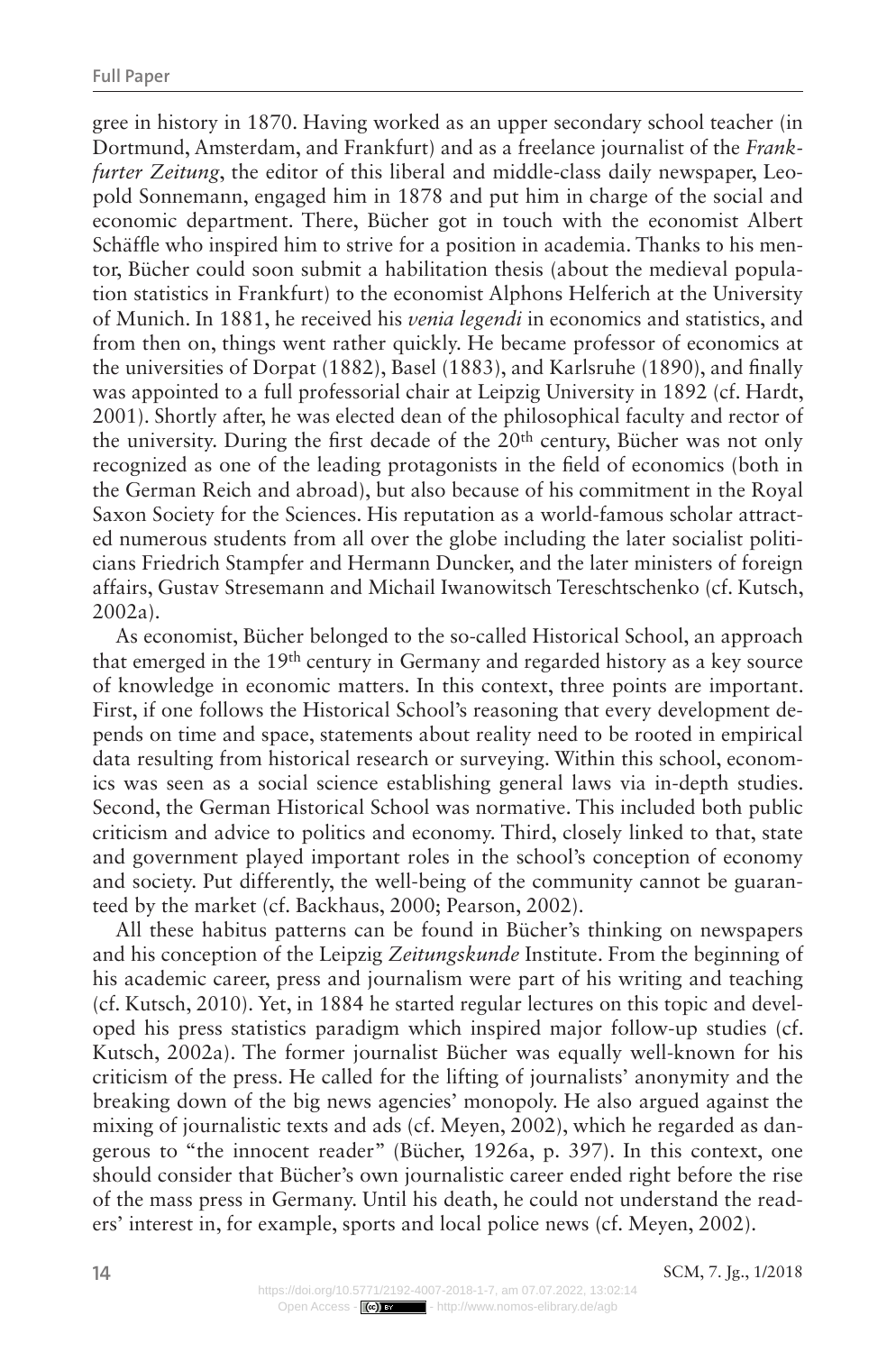gree in history in 1870. Having worked as an upper secondary school teacher (in Dortmund, Amsterdam, and Frankfurt) and as a freelance journalist of the *Frankfurter Zeitung*, the editor of this liberal and middle-class daily newspaper, Leopold Sonnemann, engaged him in 1878 and put him in charge of the social and economic department. There, Bücher got in touch with the economist Albert Schäffle who inspired him to strive for a position in academia. Thanks to his mentor, Bücher could soon submit a habilitation thesis (about the medieval population statistics in Frankfurt) to the economist Alphons Helferich at the University of Munich. In 1881, he received his *venia legendi* in economics and statistics, and from then on, things went rather quickly. He became professor of economics at the universities of Dorpat (1882), Basel (1883), and Karlsruhe (1890), and finally was appointed to a full professorial chair at Leipzig University in 1892 (cf. Hardt, 2001). Shortly after, he was elected dean of the philosophical faculty and rector of the university. During the first decade of the 20th century, Bücher was not only recognized as one of the leading protagonists in the field of economics (both in the German Reich and abroad), but also because of his commitment in the Royal Saxon Society for the Sciences. His reputation as a world-famous scholar attracted numerous students from all over the globe including the later socialist politicians Friedrich Stampfer and Hermann Duncker, and the later ministers of foreign affairs, Gustav Stresemann and Michail Iwanowitsch Tereschtschenko (cf. Kutsch, 2002a).

As economist, Bücher belonged to the so-called Historical School, an approach that emerged in the 19th century in Germany and regarded history as a key source of knowledge in economic matters. In this context, three points are important. First, if one follows the Historical School's reasoning that every development depends on time and space, statements about reality need to be rooted in empirical data resulting from historical research or surveying. Within this school, economics was seen as a social science establishing general laws via in-depth studies. Second, the German Historical School was normative. This included both public criticism and advice to politics and economy. Third, closely linked to that, state and government played important roles in the school's conception of economy and society. Put differently, the well-being of the community cannot be guaranteed by the market (cf. Backhaus, 2000; Pearson, 2002).

All these habitus patterns can be found in Bücher's thinking on newspapers and his conception of the Leipzig *Zeitungskunde* Institute. From the beginning of his academic career, press and journalism were part of his writing and teaching (cf. Kutsch, 2010). Yet, in 1884 he started regular lectures on this topic and developed his press statistics paradigm which inspired major follow-up studies (cf. Kutsch, 2002a). The former journalist Bücher was equally well-known for his criticism of the press. He called for the lifting of journalists' anonymity and the breaking down of the big news agencies' monopoly. He also argued against the mixing of journalistic texts and ads (cf. Meyen, 2002), which he regarded as dangerous to "the innocent reader" (Bücher, 1926a, p. 397). In this context, one should consider that Bücher's own journalistic career ended right before the rise of the mass press in Germany. Until his death, he could not understand the readers' interest in, for example, sports and local police news (cf. Meyen, 2002).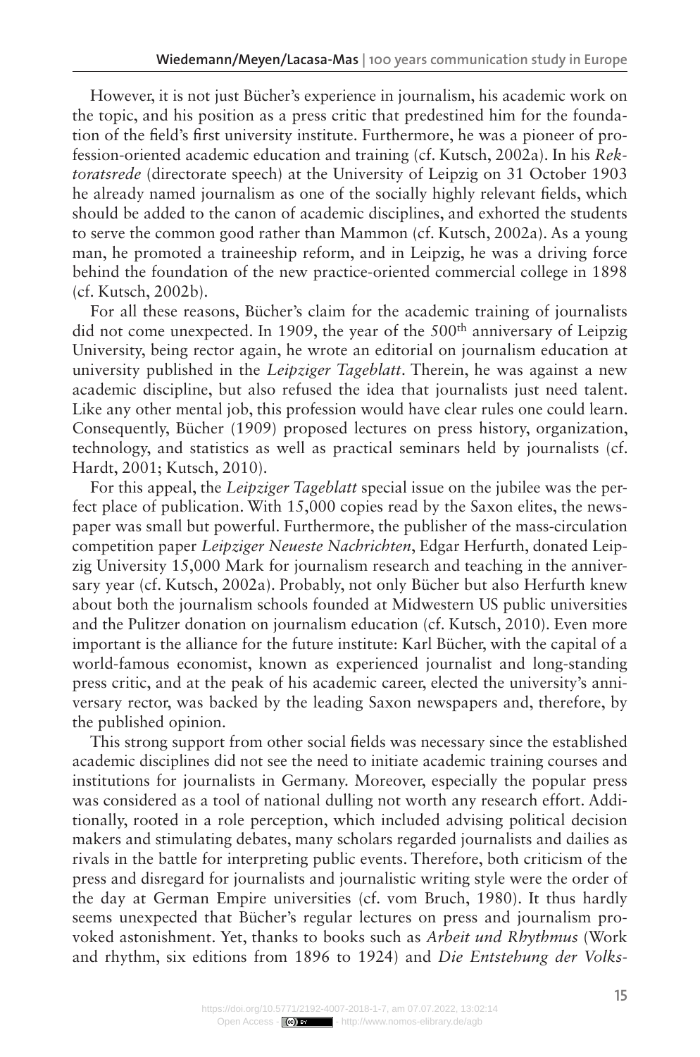However, it is not just Bücher's experience in journalism, his academic work on the topic, and his position as a press critic that predestined him for the foundation of the field's first university institute. Furthermore, he was a pioneer of profession-oriented academic education and training (cf. Kutsch, 2002a). In his *Rektoratsrede* (directorate speech) at the University of Leipzig on 31 October 1903 he already named journalism as one of the socially highly relevant fields, which should be added to the canon of academic disciplines, and exhorted the students to serve the common good rather than Mammon (cf. Kutsch, 2002a). As a young man, he promoted a traineeship reform, and in Leipzig, he was a driving force behind the foundation of the new practice-oriented commercial college in 1898 (cf. Kutsch, 2002b).

For all these reasons, Bücher's claim for the academic training of journalists did not come unexpected. In 1909, the year of the 500th anniversary of Leipzig University, being rector again, he wrote an editorial on journalism education at university published in the *Leipziger Tageblatt*. Therein, he was against a new academic discipline, but also refused the idea that journalists just need talent. Like any other mental job, this profession would have clear rules one could learn. Consequently, Bücher (1909) proposed lectures on press history, organization, technology, and statistics as well as practical seminars held by journalists (cf. Hardt, 2001; Kutsch, 2010).

For this appeal, the *Leipziger Tageblatt* special issue on the jubilee was the perfect place of publication. With 15,000 copies read by the Saxon elites, the newspaper was small but powerful. Furthermore, the publisher of the mass-circulation competition paper *Leipziger Neueste Nachrichten*, Edgar Herfurth, donated Leipzig University 15,000 Mark for journalism research and teaching in the anniversary year (cf. Kutsch, 2002a). Probably, not only Bücher but also Herfurth knew about both the journalism schools founded at Midwestern US public universities and the Pulitzer donation on journalism education (cf. Kutsch, 2010). Even more important is the alliance for the future institute: Karl Bücher, with the capital of a world-famous economist, known as experienced journalist and long-standing press critic, and at the peak of his academic career, elected the university's anniversary rector, was backed by the leading Saxon newspapers and, therefore, by the published opinion.

This strong support from other social fields was necessary since the established academic disciplines did not see the need to initiate academic training courses and institutions for journalists in Germany. Moreover, especially the popular press was considered as a tool of national dulling not worth any research effort. Additionally, rooted in a role perception, which included advising political decision makers and stimulating debates, many scholars regarded journalists and dailies as rivals in the battle for interpreting public events. Therefore, both criticism of the press and disregard for journalists and journalistic writing style were the order of the day at German Empire universities (cf. vom Bruch, 1980). It thus hardly seems unexpected that Bücher's regular lectures on press and journalism provoked astonishment. Yet, thanks to books such as *Arbeit und Rhythmus* (Work and rhythm, six editions from 1896 to 1924) and *Die Entstehung der Volks-*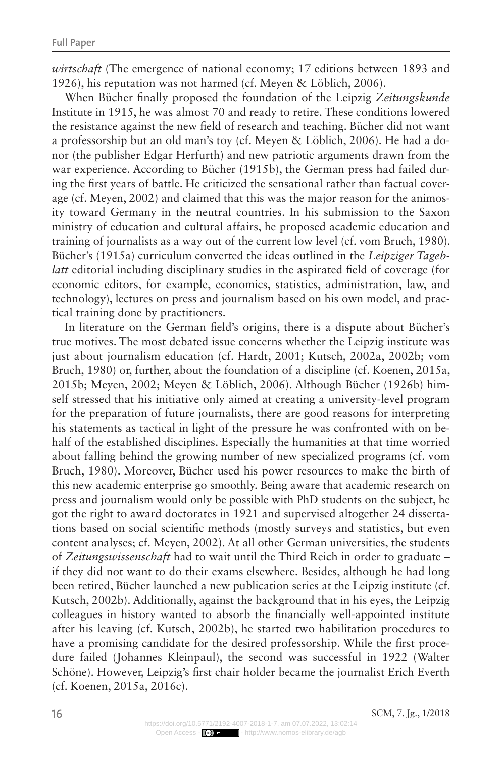*wirtschaft* (The emergence of national economy; 17 editions between 1893 and 1926), his reputation was not harmed (cf. Meyen & Löblich, 2006).

When Bücher finally proposed the foundation of the Leipzig *Zeitungskunde* Institute in 1915, he was almost 70 and ready to retire. These conditions lowered the resistance against the new field of research and teaching. Bücher did not want a professorship but an old man's toy (cf. Meyen & Löblich, 2006). He had a donor (the publisher Edgar Herfurth) and new patriotic arguments drawn from the war experience. According to Bücher (1915b), the German press had failed during the first years of battle. He criticized the sensational rather than factual coverage (cf. Meyen, 2002) and claimed that this was the major reason for the animosity toward Germany in the neutral countries. In his submission to the Saxon ministry of education and cultural affairs, he proposed academic education and training of journalists as a way out of the current low level (cf. vom Bruch, 1980). Bücher's (1915a) curriculum converted the ideas outlined in the *Leipziger Tageblatt* editorial including disciplinary studies in the aspirated field of coverage (for economic editors, for example, economics, statistics, administration, law, and technology), lectures on press and journalism based on his own model, and practical training done by practitioners.

In literature on the German field's origins, there is a dispute about Bücher's true motives. The most debated issue concerns whether the Leipzig institute was just about journalism education (cf. Hardt, 2001; Kutsch, 2002a, 2002b; vom Bruch, 1980) or, further, about the foundation of a discipline (cf. Koenen, 2015a, 2015b; Meyen, 2002; Meyen & Löblich, 2006). Although Bücher (1926b) himself stressed that his initiative only aimed at creating a university-level program for the preparation of future journalists, there are good reasons for interpreting his statements as tactical in light of the pressure he was confronted with on behalf of the established disciplines. Especially the humanities at that time worried about falling behind the growing number of new specialized programs (cf. vom Bruch, 1980). Moreover, Bücher used his power resources to make the birth of this new academic enterprise go smoothly. Being aware that academic research on press and journalism would only be possible with PhD students on the subject, he got the right to award doctorates in 1921 and supervised altogether 24 dissertations based on social scientific methods (mostly surveys and statistics, but even content analyses; cf. Meyen, 2002). At all other German universities, the students of *Zeitungswissenschaft* had to wait until the Third Reich in order to graduate – if they did not want to do their exams elsewhere. Besides, although he had long been retired, Bücher launched a new publication series at the Leipzig institute (cf. Kutsch, 2002b). Additionally, against the background that in his eyes, the Leipzig colleagues in history wanted to absorb the financially well-appointed institute after his leaving (cf. Kutsch, 2002b), he started two habilitation procedures to have a promising candidate for the desired professorship. While the first procedure failed (Johannes Kleinpaul), the second was successful in 1922 (Walter Schöne). However, Leipzig's first chair holder became the journalist Erich Everth (cf. Koenen, 2015a, 2016c).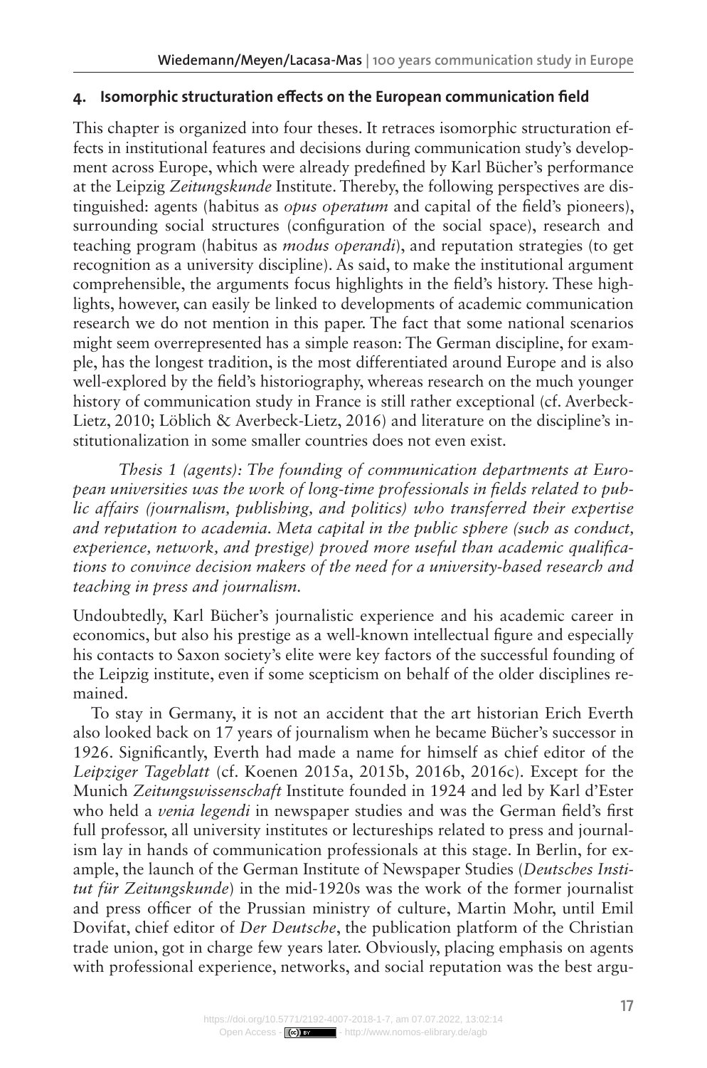## 4. Isomorphic structuration effects on the European communication field

This chapter is organized into four theses. It retraces isomorphic structuration effects in institutional features and decisions during communication study's development across Europe, which were already predefined by Karl Bücher's performance at the Leipzig *Zeitungskunde* Institute. Thereby, the following perspectives are distinguished: agents (habitus as *opus operatum* and capital of the field's pioneers), surrounding social structures (configuration of the social space), research and teaching program (habitus as *modus operandi*), and reputation strategies (to get recognition as a university discipline). As said, to make the institutional argument comprehensible, the arguments focus highlights in the field's history. These highlights, however, can easily be linked to developments of academic communication research we do not mention in this paper. The fact that some national scenarios might seem overrepresented has a simple reason: The German discipline, for example, has the longest tradition, is the most differentiated around Europe and is also well-explored by the field's historiography, whereas research on the much younger history of communication study in France is still rather exceptional (cf. Averbeck-Lietz, 2010; Löblich & Averbeck-Lietz, 2016) and literature on the discipline's institutionalization in some smaller countries does not even exist.

*Thesis 1 (agents): The founding of communication departments at European universities was the work of long-time professionals in fields related to public affairs (journalism, publishing, and politics) who transferred their expertise and reputation to academia. Meta capital in the public sphere (such as conduct, experience, network, and prestige) proved more useful than academic qualifications to convince decision makers of the need for a university-based research and teaching in press and journalism.*

Undoubtedly, Karl Bücher's journalistic experience and his academic career in economics, but also his prestige as a well-known intellectual figure and especially his contacts to Saxon society's elite were key factors of the successful founding of the Leipzig institute, even if some scepticism on behalf of the older disciplines remained.

To stay in Germany, it is not an accident that the art historian Erich Everth also looked back on 17 years of journalism when he became Bücher's successor in 1926. Significantly, Everth had made a name for himself as chief editor of the *Leipziger Tageblatt* (cf. Koenen 2015a, 2015b, 2016b, 2016c). Except for the Munich *Zeitungswissenschaft* Institute founded in 1924 and led by Karl d'Ester who held a *venia legendi* in newspaper studies and was the German field's first full professor, all university institutes or lectureships related to press and journalism lay in hands of communication professionals at this stage. In Berlin, for example, the launch of the German Institute of Newspaper Studies (*Deutsches Institut für Zeitungskunde*) in the mid-1920s was the work of the former journalist and press officer of the Prussian ministry of culture, Martin Mohr, until Emil Dovifat, chief editor of *Der Deutsche*, the publication platform of the Christian trade union, got in charge few years later. Obviously, placing emphasis on agents with professional experience, networks, and social reputation was the best argu-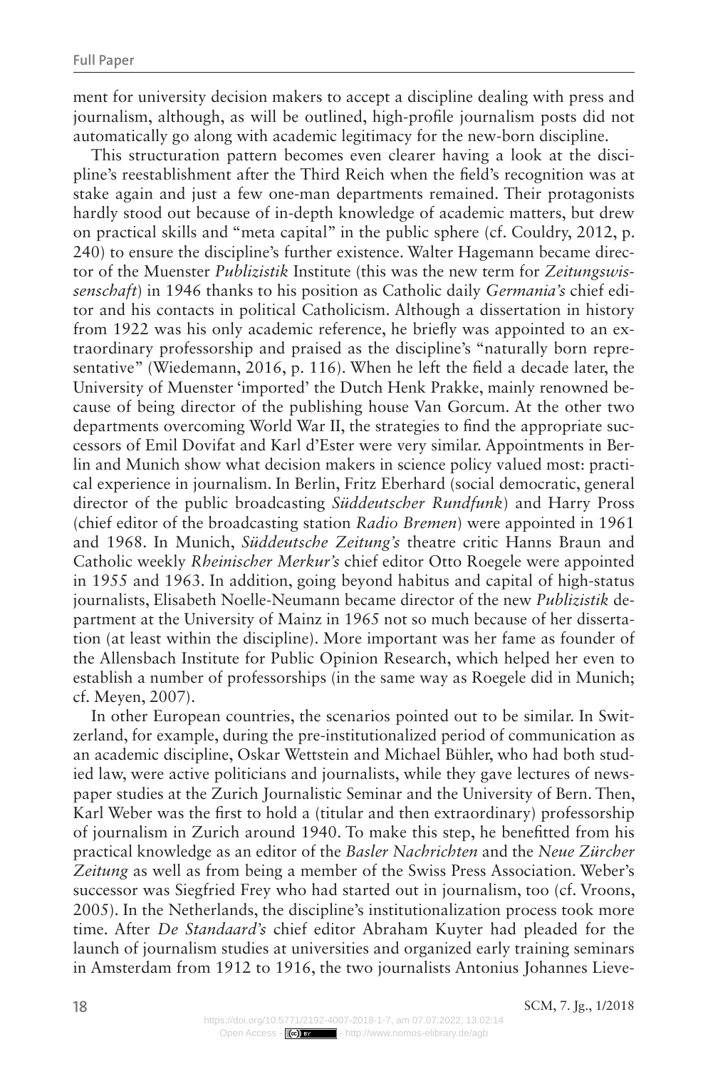ment for university decision makers to accept a discipline dealing with press and journalism, although, as will be outlined, high-profile journalism posts did not automatically go along with academic legitimacy for the new-born discipline.

This structuration pattern becomes even clearer having a look at the discipline's reestablishment after the Third Reich when the field's recognition was at stake again and just a few one-man departments remained. Their protagonists hardly stood out because of in-depth knowledge of academic matters, but drew on practical skills and "meta capital" in the public sphere (cf. Couldry, 2012, p. 240) to ensure the discipline's further existence. Walter Hagemann became director of the Muenster *Publizistik* Institute (this was the new term for *Zeitungswissenschaft*) in 1946 thanks to his position as Catholic daily *Germania's* chief editor and his contacts in political Catholicism. Although a dissertation in history from 1922 was his only academic reference, he briefly was appointed to an extraordinary professorship and praised as the discipline's "naturally born representative" (Wiedemann, 2016, p. 116). When he left the field a decade later, the University of Muenster 'imported' the Dutch Henk Prakke, mainly renowned because of being director of the publishing house Van Gorcum. At the other two departments overcoming World War II, the strategies to find the appropriate successors of Emil Dovifat and Karl d'Ester were very similar. Appointments in Berlin and Munich show what decision makers in science policy valued most: practical experience in journalism. In Berlin, Fritz Eberhard (social democratic, general director of the public broadcasting *Süddeutscher Rundfunk*) and Harry Pross (chief editor of the broadcasting station *Radio Bremen*) were appointed in 1961 and 1968. In Munich, *Süddeutsche Zeitung's* theatre critic Hanns Braun and Catholic weekly *Rheinischer Merkur's* chief editor Otto Roegele were appointed in 1955 and 1963. In addition, going beyond habitus and capital of high-status journalists, Elisabeth Noelle-Neumann became director of the new *Publizistik* department at the University of Mainz in 1965 not so much because of her dissertation (at least within the discipline). More important was her fame as founder of the Allensbach Institute for Public Opinion Research, which helped her even to establish a number of professorships (in the same way as Roegele did in Munich; cf. Meyen, 2007).

In other European countries, the scenarios pointed out to be similar. In Switzerland, for example, during the pre-institutionalized period of communication as an academic discipline, Oskar Wettstein and Michael Bühler, who had both studied law, were active politicians and journalists, while they gave lectures of newspaper studies at the Zurich Journalistic Seminar and the University of Bern. Then, Karl Weber was the first to hold a (titular and then extraordinary) professorship of journalism in Zurich around 1940. To make this step, he benefitted from his practical knowledge as an editor of the *Basler Nachrichten* and the *Neue Zürcher Zeitung* as well as from being a member of the Swiss Press Association. Weber's successor was Siegfried Frey who had started out in journalism, too (cf. Vroons, 2005). In the Netherlands, the discipline's institutionalization process took more time. After *De Standaard's* chief editor Abraham Kuyter had pleaded for the launch of journalism studies at universities and organized early training seminars in Amsterdam from 1912 to 1916, the two journalists Antonius Johannes Lieve-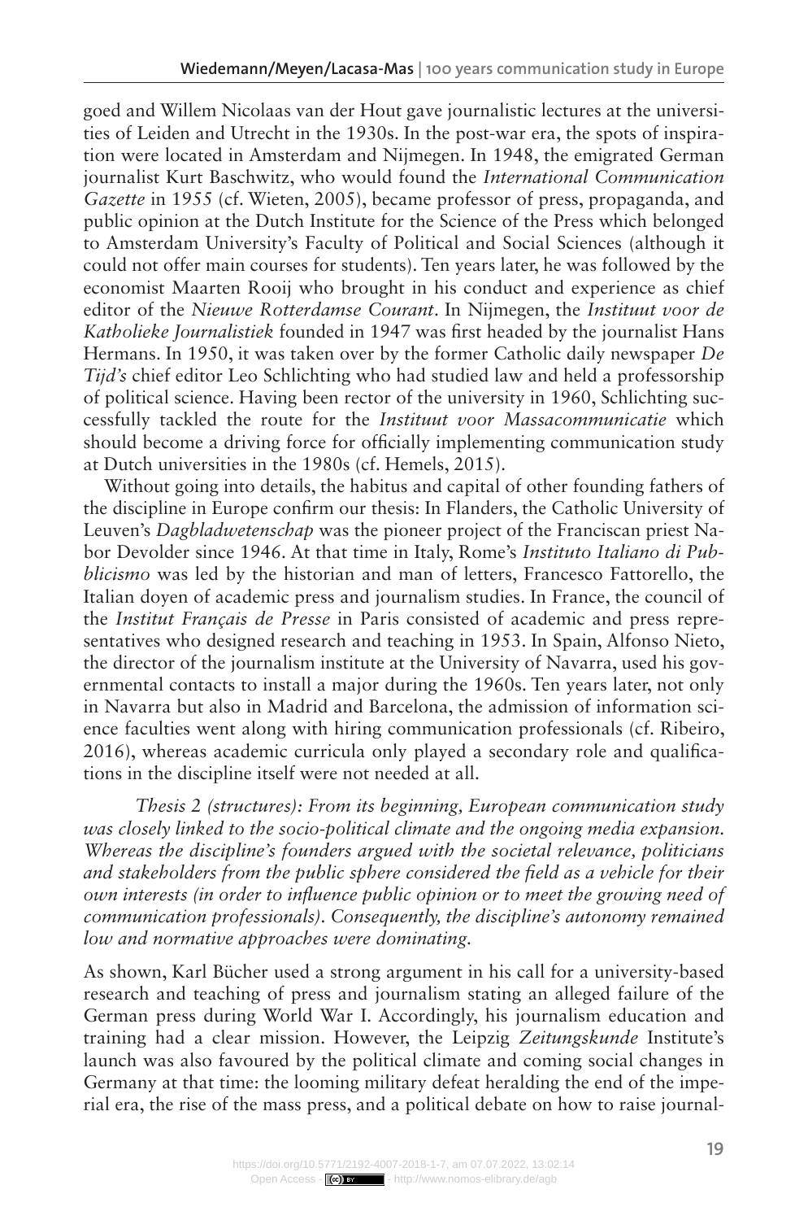goed and Willem Nicolaas van der Hout gave journalistic lectures at the universities of Leiden and Utrecht in the 1930s. In the post-war era, the spots of inspiration were located in Amsterdam and Nijmegen. In 1948, the emigrated German journalist Kurt Baschwitz, who would found the *International Communication Gazette* in 1955 (cf. Wieten, 2005), became professor of press, propaganda, and public opinion at the Dutch Institute for the Science of the Press which belonged to Amsterdam University's Faculty of Political and Social Sciences (although it could not offer main courses for students). Ten years later, he was followed by the economist Maarten Rooij who brought in his conduct and experience as chief editor of the *Nieuwe Rotterdamse Courant*. In Nijmegen, the *Instituut voor de Katholieke Journalistiek* founded in 1947 was first headed by the journalist Hans Hermans. In 1950, it was taken over by the former Catholic daily newspaper *De Tijd's* chief editor Leo Schlichting who had studied law and held a professorship of political science. Having been rector of the university in 1960, Schlichting successfully tackled the route for the *Instituut voor Massacommunicatie* which should become a driving force for officially implementing communication study at Dutch universities in the 1980s (cf. Hemels, 2015).

Without going into details, the habitus and capital of other founding fathers of the discipline in Europe confirm our thesis: In Flanders, the Catholic University of Leuven's *Dagbladwetenschap* was the pioneer project of the Franciscan priest Nabor Devolder since 1946. At that time in Italy, Rome's *Instituto Italiano di Pubblicismo* was led by the historian and man of letters, Francesco Fattorello, the Italian doyen of academic press and journalism studies. In France, the council of the *Institut Français de Presse* in Paris consisted of academic and press representatives who designed research and teaching in 1953. In Spain, Alfonso Nieto, the director of the journalism institute at the University of Navarra, used his governmental contacts to install a major during the 1960s. Ten years later, not only in Navarra but also in Madrid and Barcelona, the admission of information science faculties went along with hiring communication professionals (cf. Ribeiro, 2016), whereas academic curricula only played a secondary role and qualifications in the discipline itself were not needed at all.

*Thesis 2 (structures): From its beginning, European communication study was closely linked to the socio-political climate and the ongoing media expansion. Whereas the discipline's founders argued with the societal relevance, politicians and stakeholders from the public sphere considered the field as a vehicle for their own interests (in order to influence public opinion or to meet the growing need of communication professionals). Consequently, the discipline's autonomy remained low and normative approaches were dominating.*

As shown, Karl Bücher used a strong argument in his call for a university-based research and teaching of press and journalism stating an alleged failure of the German press during World War I. Accordingly, his journalism education and training had a clear mission. However, the Leipzig *Zeitungskunde* Institute's launch was also favoured by the political climate and coming social changes in Germany at that time: the looming military defeat heralding the end of the imperial era, the rise of the mass press, and a political debate on how to raise journal-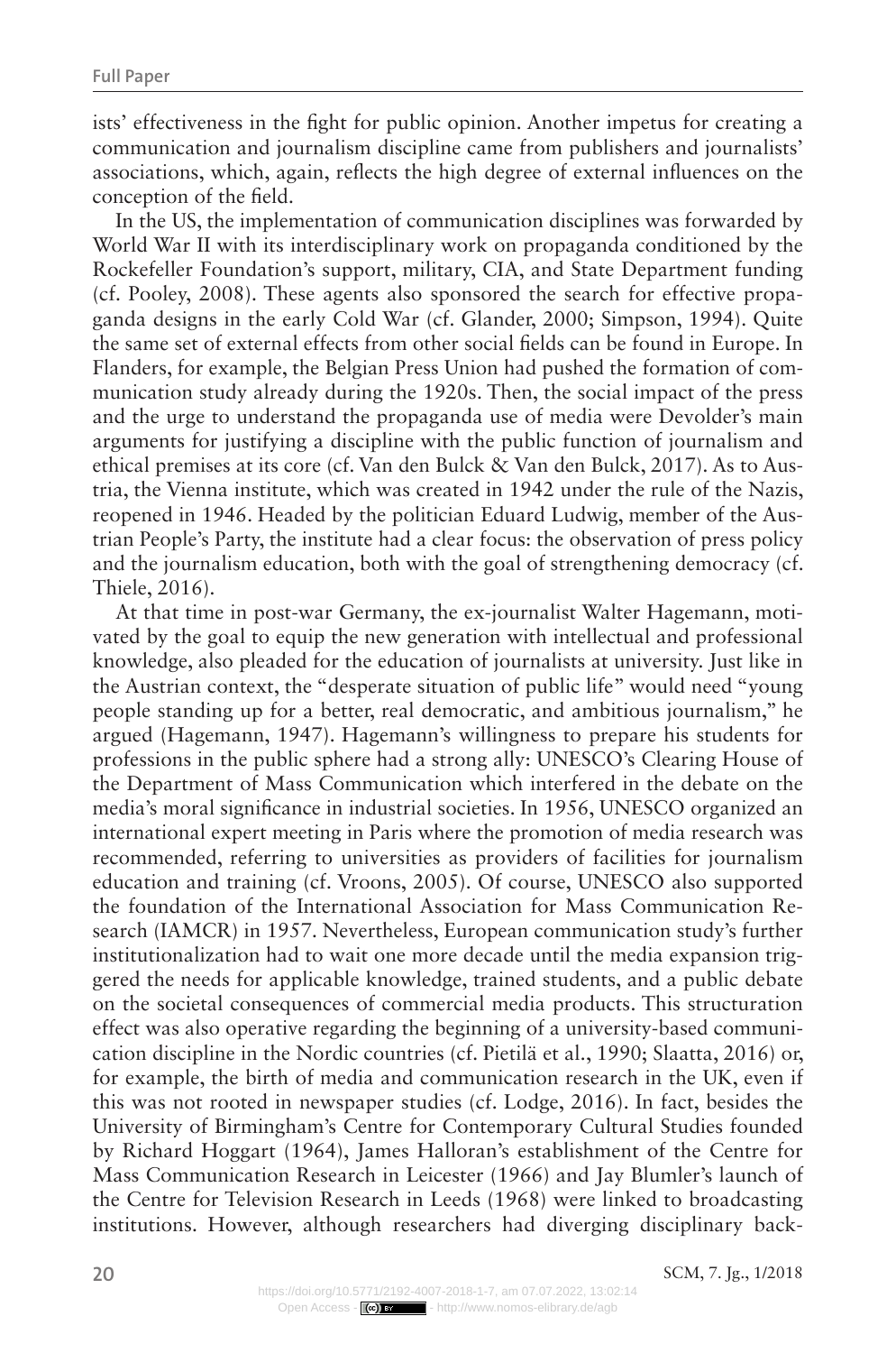ists' effectiveness in the fight for public opinion. Another impetus for creating a communication and journalism discipline came from publishers and journalists' associations, which, again, reflects the high degree of external influences on the conception of the field.

In the US, the implementation of communication disciplines was forwarded by World War II with its interdisciplinary work on propaganda conditioned by the Rockefeller Foundation's support, military, CIA, and State Department funding (cf. Pooley, 2008). These agents also sponsored the search for effective propaganda designs in the early Cold War (cf. Glander, 2000; Simpson, 1994). Quite the same set of external effects from other social fields can be found in Europe. In Flanders, for example, the Belgian Press Union had pushed the formation of communication study already during the 1920s. Then, the social impact of the press and the urge to understand the propaganda use of media were Devolder's main arguments for justifying a discipline with the public function of journalism and ethical premises at its core (cf. Van den Bulck & Van den Bulck, 2017). As to Austria, the Vienna institute, which was created in 1942 under the rule of the Nazis, reopened in 1946. Headed by the politician Eduard Ludwig, member of the Austrian People's Party, the institute had a clear focus: the observation of press policy and the journalism education, both with the goal of strengthening democracy (cf. Thiele, 2016).

At that time in post-war Germany, the ex-journalist Walter Hagemann, motivated by the goal to equip the new generation with intellectual and professional knowledge, also pleaded for the education of journalists at university. Just like in the Austrian context, the "desperate situation of public life" would need "young people standing up for a better, real democratic, and ambitious journalism," he argued (Hagemann, 1947). Hagemann's willingness to prepare his students for professions in the public sphere had a strong ally: UNESCO's Clearing House of the Department of Mass Communication which interfered in the debate on the media's moral significance in industrial societies. In 1956, UNESCO organized an international expert meeting in Paris where the promotion of media research was recommended, referring to universities as providers of facilities for journalism education and training (cf. Vroons, 2005). Of course, UNESCO also supported the foundation of the International Association for Mass Communication Research (IAMCR) in 1957. Nevertheless, European communication study's further institutionalization had to wait one more decade until the media expansion triggered the needs for applicable knowledge, trained students, and a public debate on the societal consequences of commercial media products. This structuration effect was also operative regarding the beginning of a university-based communication discipline in the Nordic countries (cf. Pietilä et al., 1990; Slaatta, 2016) or, for example, the birth of media and communication research in the UK, even if this was not rooted in newspaper studies (cf. Lodge, 2016). In fact, besides the University of Birmingham's Centre for Contemporary Cultural Studies founded by Richard Hoggart (1964), James Halloran's establishment of the Centre for Mass Communication Research in Leicester (1966) and Jay Blumler's launch of the Centre for Television Research in Leeds (1968) were linked to broadcasting institutions. However, although researchers had diverging disciplinary back-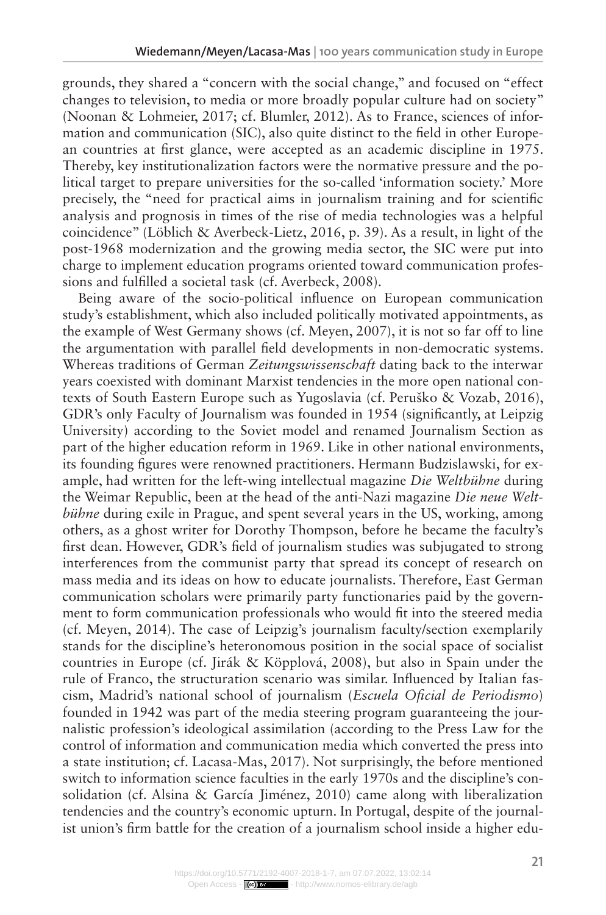grounds, they shared a "concern with the social change," and focused on "effect changes to television, to media or more broadly popular culture had on society" (Noonan & Lohmeier, 2017; cf. Blumler, 2012). As to France, sciences of information and communication (SIC), also quite distinct to the field in other European countries at first glance, were accepted as an academic discipline in 1975. Thereby, key institutionalization factors were the normative pressure and the political target to prepare universities for the so-called 'information society.' More precisely, the "need for practical aims in journalism training and for scientific analysis and prognosis in times of the rise of media technologies was a helpful coincidence" (Löblich & Averbeck-Lietz, 2016, p. 39). As a result, in light of the post-1968 modernization and the growing media sector, the SIC were put into charge to implement education programs oriented toward communication professions and fulfilled a societal task (cf. Averbeck, 2008).

Being aware of the socio-political influence on European communication study's establishment, which also included politically motivated appointments, as the example of West Germany shows (cf. Meyen, 2007), it is not so far off to line the argumentation with parallel field developments in non-democratic systems. Whereas traditions of German *Zeitungswissenschaft* dating back to the interwar years coexisted with dominant Marxist tendencies in the more open national contexts of South Eastern Europe such as Yugoslavia (cf. Peruško & Vozab, 2016), GDR's only Faculty of Journalism was founded in 1954 (significantly, at Leipzig University) according to the Soviet model and renamed Journalism Section as part of the higher education reform in 1969. Like in other national environments, its founding figures were renowned practitioners. Hermann Budzislawski, for example, had written for the left-wing intellectual magazine *Die Weltbühne* during the Weimar Republic, been at the head of the anti-Nazi magazine *Die neue Weltbühne* during exile in Prague, and spent several years in the US, working, among others, as a ghost writer for Dorothy Thompson, before he became the faculty's first dean. However, GDR's field of journalism studies was subjugated to strong interferences from the communist party that spread its concept of research on mass media and its ideas on how to educate journalists. Therefore, East German communication scholars were primarily party functionaries paid by the government to form communication professionals who would fit into the steered media (cf. Meyen, 2014). The case of Leipzig's journalism faculty/section exemplarily stands for the discipline's heteronomous position in the social space of socialist countries in Europe (cf. Jirák & Köpplová, 2008), but also in Spain under the rule of Franco, the structuration scenario was similar. Influenced by Italian fascism, Madrid's national school of journalism (*Escuela Oficial de Periodismo*) founded in 1942 was part of the media steering program guaranteeing the journalistic profession's ideological assimilation (according to the Press Law for the control of information and communication media which converted the press into a state institution; cf. Lacasa-Mas, 2017). Not surprisingly, the before mentioned switch to information science faculties in the early 1970s and the discipline's consolidation (cf. Alsina & García Jiménez, 2010) came along with liberalization tendencies and the country's economic upturn. In Portugal, despite of the journalist union's firm battle for the creation of a journalism school inside a higher edu-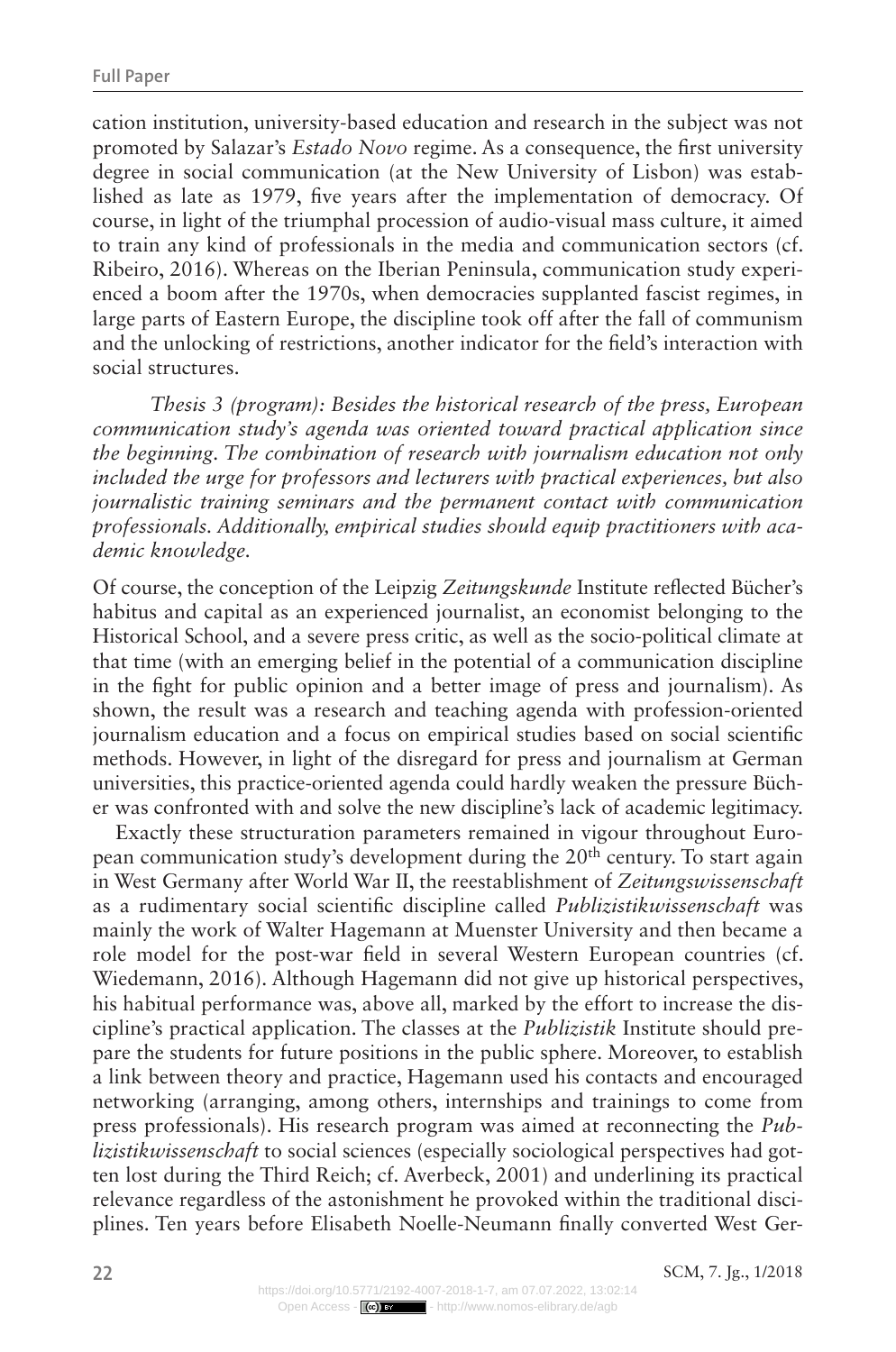cation institution, university-based education and research in the subject was not promoted by Salazar's *Estado Novo* regime. As a consequence, the first university degree in social communication (at the New University of Lisbon) was established as late as 1979, five years after the implementation of democracy. Of course, in light of the triumphal procession of audio-visual mass culture, it aimed to train any kind of professionals in the media and communication sectors (cf. Ribeiro, 2016). Whereas on the Iberian Peninsula, communication study experienced a boom after the 1970s, when democracies supplanted fascist regimes, in large parts of Eastern Europe, the discipline took off after the fall of communism and the unlocking of restrictions, another indicator for the field's interaction with social structures.

*Thesis 3 (program): Besides the historical research of the press, European communication study's agenda was oriented toward practical application since the beginning. The combination of research with journalism education not only included the urge for professors and lecturers with practical experiences, but also journalistic training seminars and the permanent contact with communication professionals. Additionally, empirical studies should equip practitioners with academic knowledge.*

Of course, the conception of the Leipzig *Zeitungskunde* Institute reflected Bücher's habitus and capital as an experienced journalist, an economist belonging to the Historical School, and a severe press critic, as well as the socio-political climate at that time (with an emerging belief in the potential of a communication discipline in the fight for public opinion and a better image of press and journalism). As shown, the result was a research and teaching agenda with profession-oriented journalism education and a focus on empirical studies based on social scientific methods. However, in light of the disregard for press and journalism at German universities, this practice-oriented agenda could hardly weaken the pressure Bücher was confronted with and solve the new discipline's lack of academic legitimacy.

Exactly these structuration parameters remained in vigour throughout European communication study's development during the 20th century. To start again in West Germany after World War II, the reestablishment of *Zeitungswissenschaft* as a rudimentary social scientific discipline called *Publizistikwissenschaft* was mainly the work of Walter Hagemann at Muenster University and then became a role model for the post-war field in several Western European countries (cf. Wiedemann, 2016). Although Hagemann did not give up historical perspectives, his habitual performance was, above all, marked by the effort to increase the discipline's practical application. The classes at the *Publizistik* Institute should prepare the students for future positions in the public sphere. Moreover, to establish a link between theory and practice, Hagemann used his contacts and encouraged networking (arranging, among others, internships and trainings to come from press professionals). His research program was aimed at reconnecting the *Publizistikwissenschaft* to social sciences (especially sociological perspectives had gotten lost during the Third Reich; cf. Averbeck, 2001) and underlining its practical relevance regardless of the astonishment he provoked within the traditional disciplines. Ten years before Elisabeth Noelle-Neumann finally converted West Ger-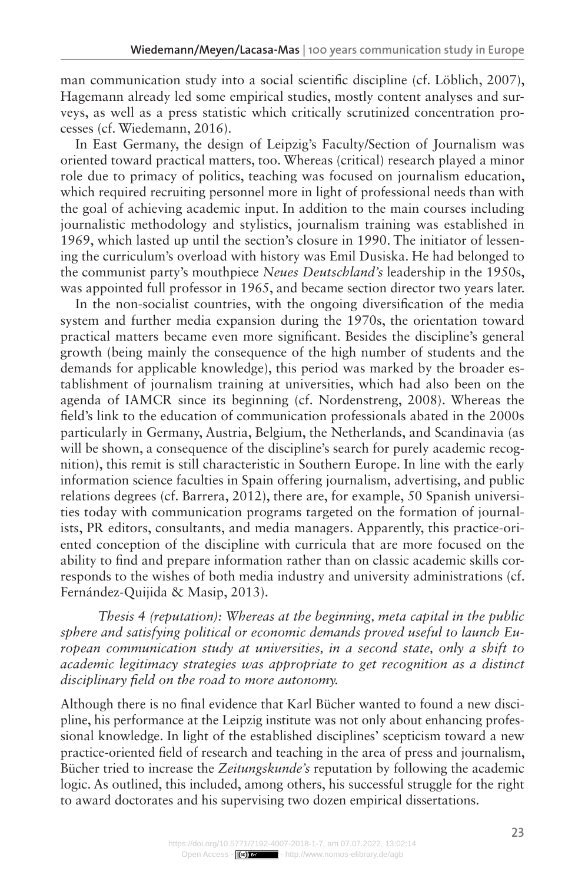man communication study into a social scientific discipline (cf. Löblich, 2007), Hagemann already led some empirical studies, mostly content analyses and surveys, as well as a press statistic which critically scrutinized concentration processes (cf. Wiedemann, 2016).

In East Germany, the design of Leipzig's Faculty/Section of Journalism was oriented toward practical matters, too. Whereas (critical) research played a minor role due to primacy of politics, teaching was focused on journalism education, which required recruiting personnel more in light of professional needs than with the goal of achieving academic input. In addition to the main courses including journalistic methodology and stylistics, journalism training was established in 1969, which lasted up until the section's closure in 1990. The initiator of lessening the curriculum's overload with history was Emil Dusiska. He had belonged to the communist party's mouthpiece *Neues Deutschland's* leadership in the 1950s, was appointed full professor in 1965, and became section director two years later.

In the non-socialist countries, with the ongoing diversification of the media system and further media expansion during the 1970s, the orientation toward practical matters became even more significant. Besides the discipline's general growth (being mainly the consequence of the high number of students and the demands for applicable knowledge), this period was marked by the broader establishment of journalism training at universities, which had also been on the agenda of IAMCR since its beginning (cf. Nordenstreng, 2008). Whereas the field's link to the education of communication professionals abated in the 2000s particularly in Germany, Austria, Belgium, the Netherlands, and Scandinavia (as will be shown, a consequence of the discipline's search for purely academic recognition), this remit is still characteristic in Southern Europe. In line with the early information science faculties in Spain offering journalism, advertising, and public relations degrees (cf. Barrera, 2012), there are, for example, 50 Spanish universities today with communication programs targeted on the formation of journalists, PR editors, consultants, and media managers. Apparently, this practice-oriented conception of the discipline with curricula that are more focused on the ability to find and prepare information rather than on classic academic skills corresponds to the wishes of both media industry and university administrations (cf. Fernández-Quijida & Masip, 2013).

*Thesis 4 (reputation): Whereas at the beginning, meta capital in the public sphere and satisfying political or economic demands proved useful to launch European communication study at universities, in a second state, only a shift to academic legitimacy strategies was appropriate to get recognition as a distinct disciplinary field on the road to more autonomy.*

Although there is no final evidence that Karl Bücher wanted to found a new discipline, his performance at the Leipzig institute was not only about enhancing professional knowledge. In light of the established disciplines' scepticism toward a new practice-oriented field of research and teaching in the area of press and journalism, Bücher tried to increase the *Zeitungskunde's* reputation by following the academic logic. As outlined, this included, among others, his successful struggle for the right to award doctorates and his supervising two dozen empirical dissertations.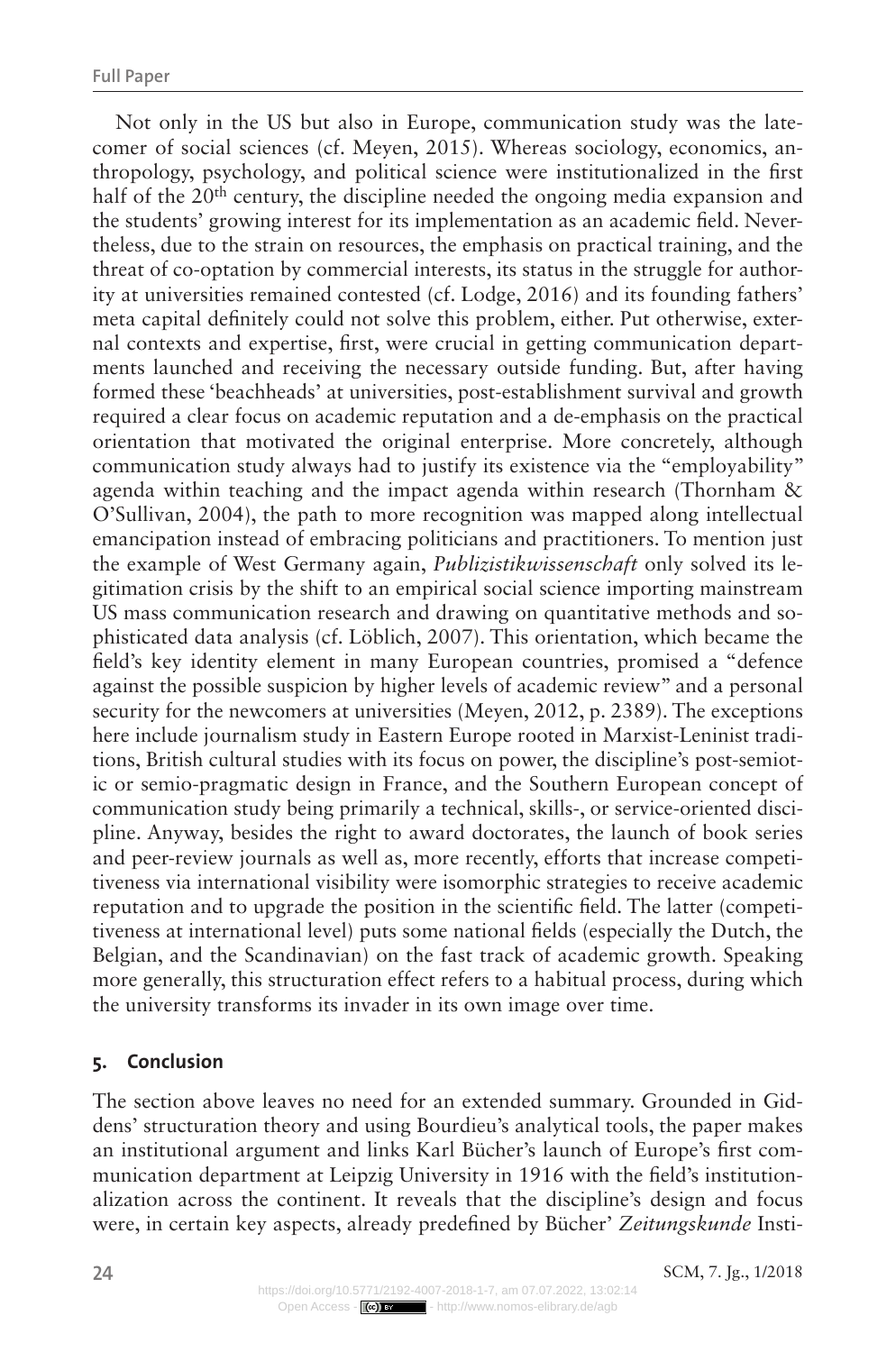Not only in the US but also in Europe, communication study was the latecomer of social sciences (cf. Meyen, 2015). Whereas sociology, economics, anthropology, psychology, and political science were institutionalized in the first half of the 20th century, the discipline needed the ongoing media expansion and the students' growing interest for its implementation as an academic field. Nevertheless, due to the strain on resources, the emphasis on practical training, and the threat of co-optation by commercial interests, its status in the struggle for authority at universities remained contested (cf. Lodge, 2016) and its founding fathers' meta capital definitely could not solve this problem, either. Put otherwise, external contexts and expertise, first, were crucial in getting communication departments launched and receiving the necessary outside funding. But, after having formed these 'beachheads' at universities, post-establishment survival and growth required a clear focus on academic reputation and a de-emphasis on the practical orientation that motivated the original enterprise. More concretely, although communication study always had to justify its existence via the "employability" agenda within teaching and the impact agenda within research (Thornham & O'Sullivan, 2004), the path to more recognition was mapped along intellectual emancipation instead of embracing politicians and practitioners. To mention just the example of West Germany again, *Publizistikwissenschaft* only solved its legitimation crisis by the shift to an empirical social science importing mainstream US mass communication research and drawing on quantitative methods and sophisticated data analysis (cf. Löblich, 2007). This orientation, which became the field's key identity element in many European countries, promised a "defence against the possible suspicion by higher levels of academic review" and a personal security for the newcomers at universities (Meyen, 2012, p. 2389). The exceptions here include journalism study in Eastern Europe rooted in Marxist-Leninist traditions, British cultural studies with its focus on power, the discipline's post-semiotic or semio-pragmatic design in France, and the Southern European concept of communication study being primarily a technical, skills-, or service-oriented discipline. Anyway, besides the right to award doctorates, the launch of book series and peer-review journals as well as, more recently, efforts that increase competitiveness via international visibility were isomorphic strategies to receive academic reputation and to upgrade the position in the scientific field. The latter (competitiveness at international level) puts some national fields (especially the Dutch, the Belgian, and the Scandinavian) on the fast track of academic growth. Speaking more generally, this structuration effect refers to a habitual process, during which the university transforms its invader in its own image over time.

## 5. Conclusion

The section above leaves no need for an extended summary. Grounded in Giddens' structuration theory and using Bourdieu's analytical tools, the paper makes an institutional argument and links Karl Bücher's launch of Europe's first communication department at Leipzig University in 1916 with the field's institutionalization across the continent. It reveals that the discipline's design and focus were, in certain key aspects, already predefined by Bücher' *Zeitungskunde* Insti-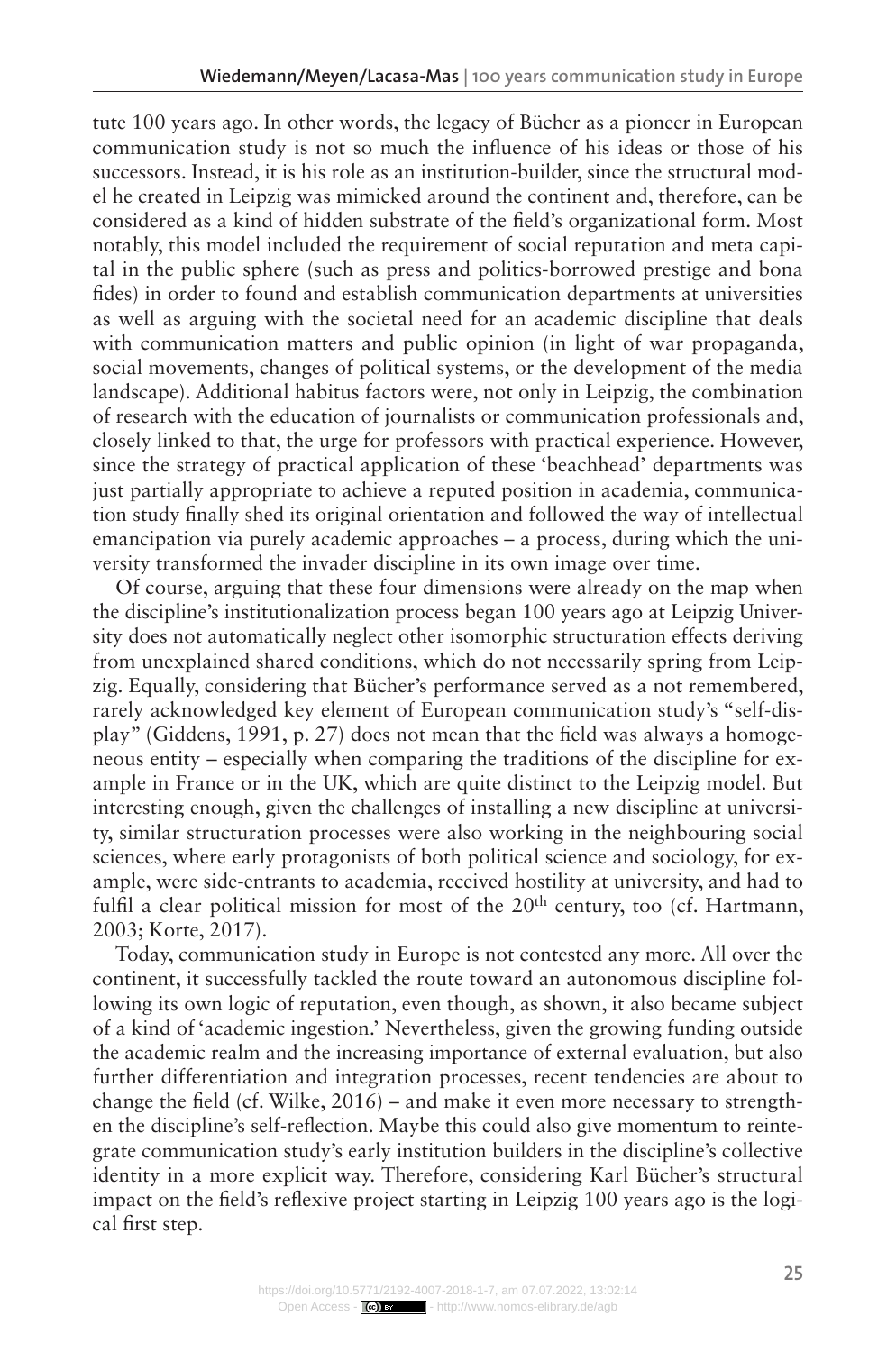tute 100 years ago. In other words, the legacy of Bücher as a pioneer in European communication study is not so much the influence of his ideas or those of his successors. Instead, it is his role as an institution-builder, since the structural model he created in Leipzig was mimicked around the continent and, therefore, can be considered as a kind of hidden substrate of the field's organizational form. Most notably, this model included the requirement of social reputation and meta capital in the public sphere (such as press and politics-borrowed prestige and bona fides) in order to found and establish communication departments at universities as well as arguing with the societal need for an academic discipline that deals with communication matters and public opinion (in light of war propaganda, social movements, changes of political systems, or the development of the media landscape). Additional habitus factors were, not only in Leipzig, the combination of research with the education of journalists or communication professionals and, closely linked to that, the urge for professors with practical experience. However, since the strategy of practical application of these 'beachhead' departments was just partially appropriate to achieve a reputed position in academia, communication study finally shed its original orientation and followed the way of intellectual emancipation via purely academic approaches – a process, during which the university transformed the invader discipline in its own image over time.

Of course, arguing that these four dimensions were already on the map when the discipline's institutionalization process began 100 years ago at Leipzig University does not automatically neglect other isomorphic structuration effects deriving from unexplained shared conditions, which do not necessarily spring from Leipzig. Equally, considering that Bücher's performance served as a not remembered, rarely acknowledged key element of European communication study's "self-display" (Giddens, 1991, p. 27) does not mean that the field was always a homogeneous entity – especially when comparing the traditions of the discipline for example in France or in the UK, which are quite distinct to the Leipzig model. But interesting enough, given the challenges of installing a new discipline at university, similar structuration processes were also working in the neighbouring social sciences, where early protagonists of both political science and sociology, for example, were side-entrants to academia, received hostility at university, and had to fulfil a clear political mission for most of the 20th century, too (cf. Hartmann, 2003; Korte, 2017).

Today, communication study in Europe is not contested any more. All over the continent, it successfully tackled the route toward an autonomous discipline following its own logic of reputation, even though, as shown, it also became subject of a kind of 'academic ingestion.' Nevertheless, given the growing funding outside the academic realm and the increasing importance of external evaluation, but also further differentiation and integration processes, recent tendencies are about to change the field (cf. Wilke, 2016) – and make it even more necessary to strengthen the discipline's self-reflection. Maybe this could also give momentum to reintegrate communication study's early institution builders in the discipline's collective identity in a more explicit way. Therefore, considering Karl Bücher's structural impact on the field's reflexive project starting in Leipzig 100 years ago is the logical first step.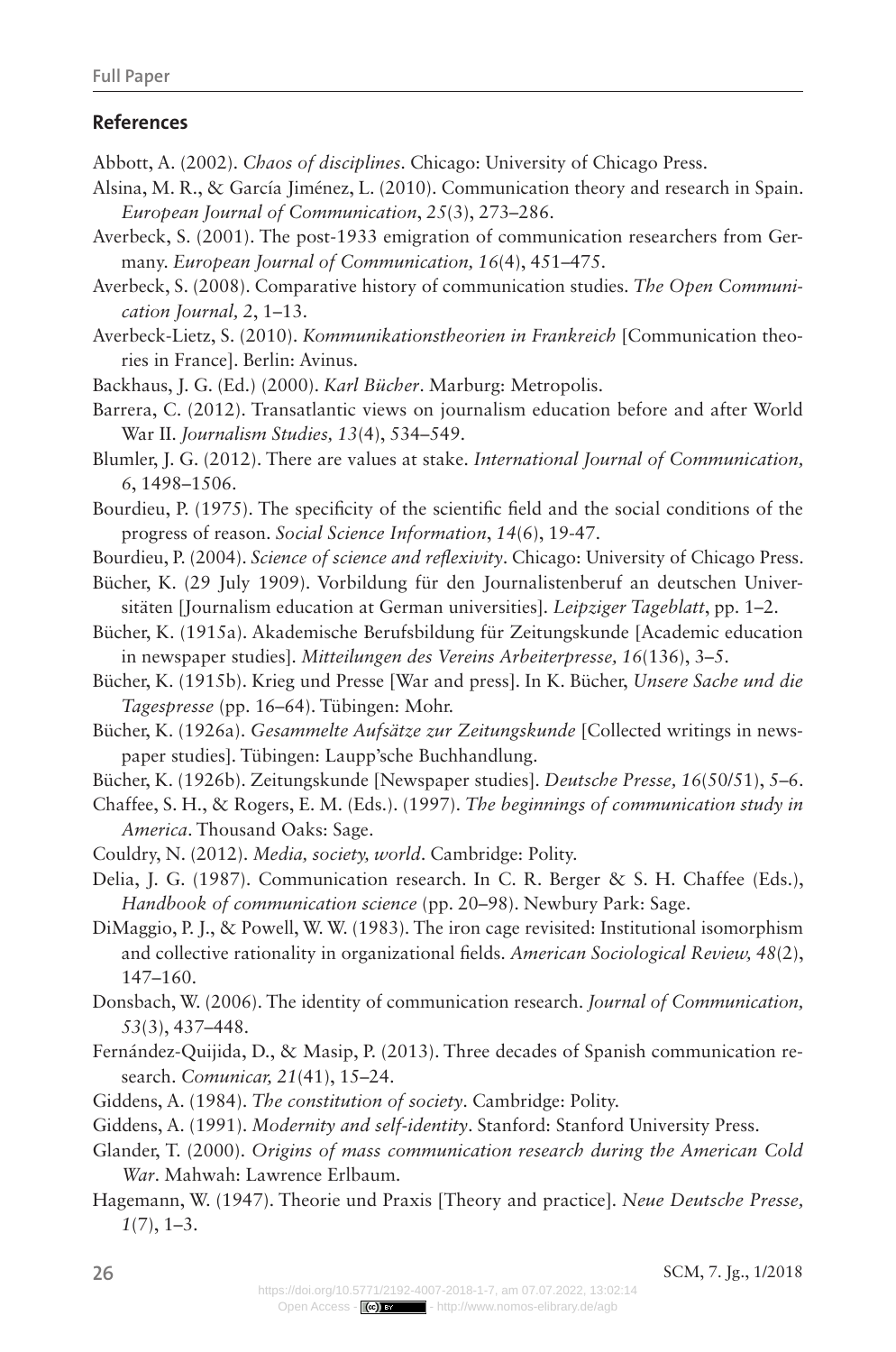## References

Abbott, A. (2002). *Chaos of disciplines*. Chicago: University of Chicago Press.

Alsina, M. R., & García Jiménez, L. (2010). Communication theory and research in Spain. *European Journal of Communication*, *25*(3), 273–286.

Averbeck, S. (2001). The post-1933 emigration of communication researchers from Germany. *European Journal of Communication, 16*(4), 451–475.

Averbeck, S. (2008). Comparative history of communication studies. *The Open Communication Journal, 2*, 1–13.

Averbeck-Lietz, S. (2010). *Kommunikationstheorien in Frankreich* [Communication theories in France]. Berlin: Avinus.

Backhaus, J. G. (Ed.) (2000). *Karl Bücher*. Marburg: Metropolis.

Barrera, C. (2012). Transatlantic views on journalism education before and after World War II. *Journalism Studies, 13*(4), 534–549.

Blumler, J. G. (2012). There are values at stake. *International Journal of Communication, 6*, 1498–1506.

Bourdieu, P. (1975). The specificity of the scientific field and the social conditions of the progress of reason. *Social Science Information*, *14*(6), 19-47.

Bourdieu, P. (2004). *Science of science and reflexivity*. Chicago: University of Chicago Press.

Bücher, K. (29 July 1909). Vorbildung für den Journalistenberuf an deutschen Universitäten [Journalism education at German universities]. *Leipziger Tageblatt*, pp. 1–2.

Bücher, K. (1915a). Akademische Berufsbildung für Zeitungskunde [Academic education in newspaper studies]. *Mitteilungen des Vereins Arbeiterpresse, 16*(136), 3–5.

Bücher, K. (1915b). Krieg und Presse [War and press]. In K. Bücher, *Unsere Sache und die Tagespresse* (pp. 16–64). Tübingen: Mohr.

Bücher, K. (1926a). *Gesammelte Aufsätze zur Zeitungskunde* [Collected writings in newspaper studies]. Tübingen: Laupp'sche Buchhandlung.

Bücher, K. (1926b). Zeitungskunde [Newspaper studies]. *Deutsche Presse, 16*(50/51), 5–6.

Chaffee, S. H., & Rogers, E. M. (Eds.). (1997). *The beginnings of communication study in America*. Thousand Oaks: Sage.

Couldry, N. (2012). *Media, society, world*. Cambridge: Polity.

Delia, J. G. (1987). Communication research. In C. R. Berger & S. H. Chaffee (Eds.), *Handbook of communication science* (pp. 20–98). Newbury Park: Sage.

DiMaggio, P. J., & Powell, W. W. (1983). The iron cage revisited: Institutional isomorphism and collective rationality in organizational fields. *American Sociological Review, 48*(2), 147–160.

Donsbach, W. (2006). The identity of communication research. *Journal of Communication, 53*(3), 437–448.

Fernández-Quijida, D., & Masip, P. (2013). Three decades of Spanish communication research. *Comunicar, 21*(41), 15–24.

Giddens, A. (1984). *The constitution of society*. Cambridge: Polity.

Giddens, A. (1991). *Modernity and self-identity*. Stanford: Stanford University Press.

Glander, T. (2000). *Origins of mass communication research during the American Cold War*. Mahwah: Lawrence Erlbaum.

Hagemann, W. (1947). Theorie und Praxis [Theory and practice]. *Neue Deutsche Presse, 1*(7), 1–3.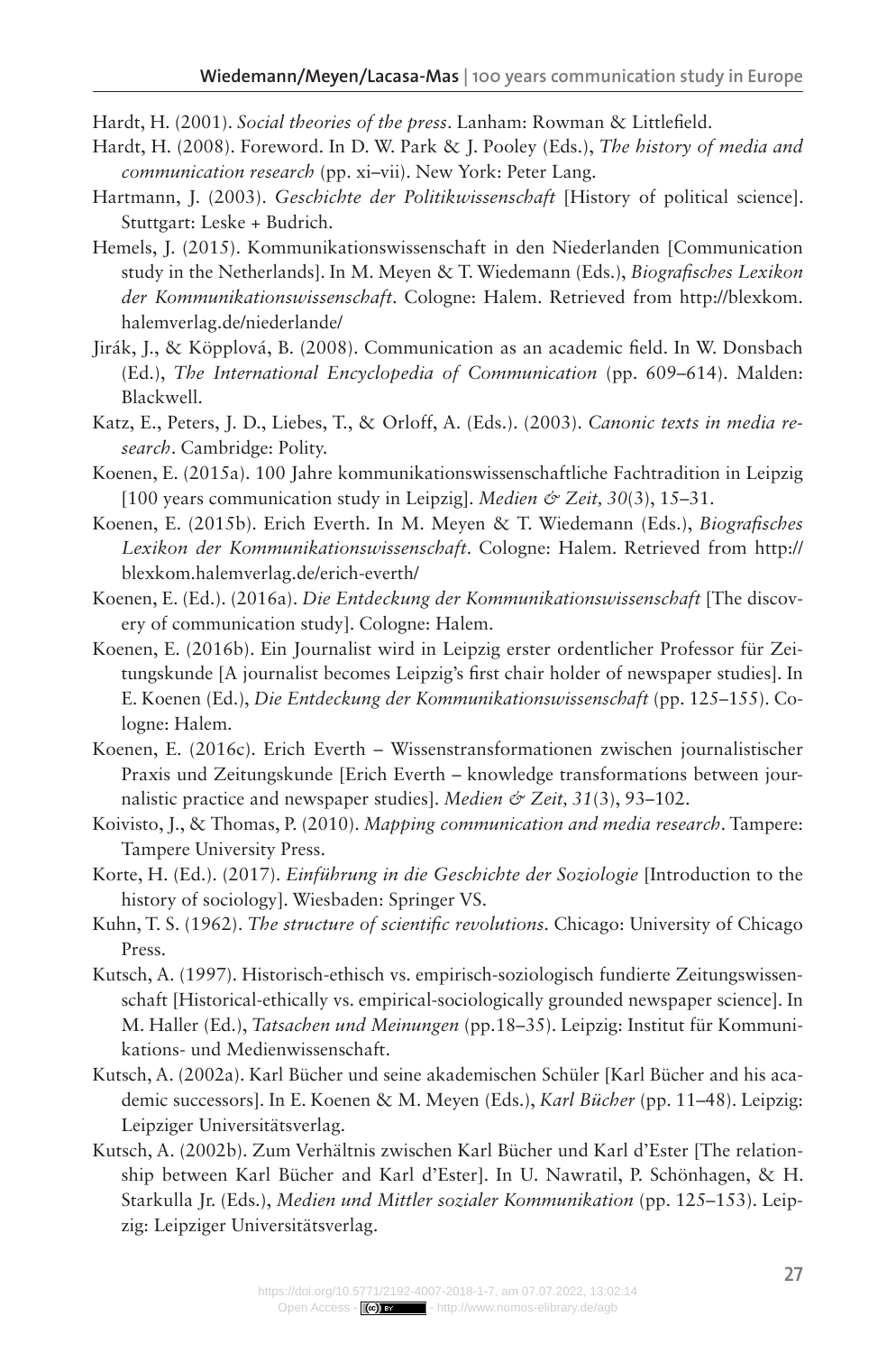Hardt, H. (2001). *Social theories of the press*. Lanham: Rowman & Littlefield.

Hardt, H. (2008). Foreword. In D. W. Park & J. Pooley (Eds.), *The history of media and communication research* (pp. xi–vii). New York: Peter Lang.

Hartmann, J. (2003). *Geschichte der Politikwissenschaft* [History of political science]. Stuttgart: Leske + Budrich.

Hemels, J. (2015). Kommunikationswissenschaft in den Niederlanden [Communication study in the Netherlands]. In M. Meyen & T. Wiedemann (Eds.), *Biografisches Lexikon der Kommunikationswissenschaft*. Cologne: Halem. Retrieved from http://blexkom.halemverlag.de/niederlande/

Jirák, J., & Köpplová, B. (2008). Communication as an academic field. In W. Donsbach (Ed.), *The International Encyclopedia of Communication* (pp. 609–614). Malden: Blackwell.

Katz, E., Peters, J. D., Liebes, T., & Orloff, A. (Eds.). (2003). *Canonic texts in media research*. Cambridge: Polity.

Koenen, E. (2015a). 100 Jahre kommunikationswissenschaftliche Fachtradition in Leipzig [100 years communication study in Leipzig]. *Medien & Zeit, 30*(3), 15–31.

Koenen, E. (2015b). Erich Everth. In M. Meyen & T. Wiedemann (Eds.), *Biografisches Lexikon der Kommunikationswissenschaft*. Cologne: Halem. Retrieved from http://blexkom.halemverlag.de/erich-everth/

Koenen, E. (Ed.). (2016a). *Die Entdeckung der Kommunikationswissenschaft* [The discovery of communication study]. Cologne: Halem.

Koenen, E. (2016b). Ein Journalist wird in Leipzig erster ordentlicher Professor für Zeitungskunde [A journalist becomes Leipzig's first chair holder of newspaper studies]. In E. Koenen (Ed.), *Die Entdeckung der Kommunikationswissenschaft* (pp. 125–155). Cologne: Halem.

Koenen, E. (2016c). Erich Everth – Wissenstransformationen zwischen journalistischer Praxis und Zeitungskunde [Erich Everth – knowledge transformations between journalistic practice and newspaper studies]. *Medien & Zeit, 31*(3), 93–102.

Koivisto, J., & Thomas, P. (2010). *Mapping communication and media research*. Tampere: Tampere University Press.

Korte, H. (Ed.). (2017). *Einführung in die Geschichte der Soziologie* [Introduction to the history of sociology]. Wiesbaden: Springer VS.

Kuhn, T. S. (1962). *The structure of scientific revolutions*. Chicago: University of Chicago Press.

Kutsch, A. (1997). Historisch-ethisch vs. empirisch-soziologisch fundierte Zeitungswissenschaft [Historical-ethically vs. empirical-sociologically grounded newspaper science]. In M. Haller (Ed.), *Tatsachen und Meinungen* (pp.18–35). Leipzig: Institut für Kommunikations- und Medienwissenschaft.

Kutsch, A. (2002a). Karl Bücher und seine akademischen Schüler [Karl Bücher and his academic successors]. In E. Koenen & M. Meyen (Eds.), *Karl Bücher* (pp. 11–48). Leipzig: Leipziger Universitätsverlag.

Kutsch, A. (2002b). Zum Verhältnis zwischen Karl Bücher und Karl d'Ester [The relationship between Karl Bücher and Karl d'Ester]. In U. Nawratil, P. Schönhagen, & H. Starkulla Jr. (Eds.), *Medien und Mittler sozialer Kommunikation* (pp. 125–153). Leipzig: Leipziger Universitätsverlag.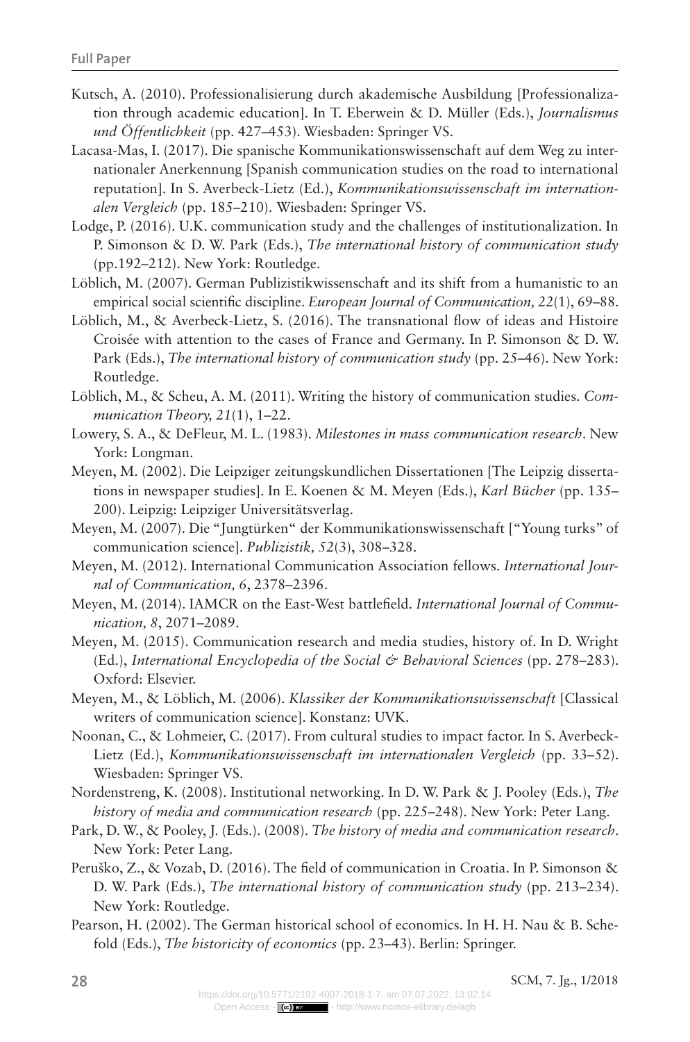Kutsch, A. (2010). Professionalisierung durch akademische Ausbildung [Professionalization through academic education]. In T. Eberwein & D. Müller (Eds.), *Journalismus und Öffentlichkeit* (pp. 427–453). Wiesbaden: Springer VS.

Lacasa-Mas, I. (2017). Die spanische Kommunikationswissenschaft auf dem Weg zu internationaler Anerkennung [Spanish communication studies on the road to international reputation]. In S. Averbeck-Lietz (Ed.), *Kommunikationswissenschaft im internationalen Vergleich* (pp. 185–210). Wiesbaden: Springer VS.

Lodge, P. (2016). U.K. communication study and the challenges of institutionalization. In P. Simonson & D. W. Park (Eds.), *The international history of communication study* (pp.192–212). New York: Routledge.

Löblich, M. (2007). German Publizistikwissenschaft and its shift from a humanistic to an empirical social scientific discipline. *European Journal of Communication, 22*(1), 69–88.

Löblich, M., & Averbeck-Lietz, S. (2016). The transnational flow of ideas and Histoire Croisée with attention to the cases of France and Germany. In P. Simonson & D. W. Park (Eds.), *The international history of communication study* (pp. 25–46). New York: Routledge.

Löblich, M., & Scheu, A. M. (2011). Writing the history of communication studies. *Communication Theory, 21*(1), 1–22.

Lowery, S. A., & DeFleur, M. L. (1983). *Milestones in mass communication research*. New York: Longman.

Meyen, M. (2002). Die Leipziger zeitungskundlichen Dissertationen [The Leipzig dissertations in newspaper studies]. In E. Koenen & M. Meyen (Eds.), *Karl Bücher* (pp. 135–200). Leipzig: Leipziger Universitätsverlag.

Meyen, M. (2007). Die "Jungtürken" der Kommunikationswissenschaft ["Young turks" of communication science]. *Publizistik, 52*(3), 308–328.

Meyen, M. (2012). International Communication Association fellows. *International Journal of Communication, 6*, 2378–2396.

Meyen, M. (2014). IAMCR on the East-West battlefield. *International Journal of Communication, 8*, 2071–2089.

Meyen, M. (2015). Communication research and media studies, history of. In D. Wright (Ed.), *International Encyclopedia of the Social & Behavioral Sciences* (pp. 278–283). Oxford: Elsevier.

Meyen, M., & Löblich, M. (2006). *Klassiker der Kommunikationswissenschaft* [Classical writers of communication science]. Konstanz: UVK.

Noonan, C., & Lohmeier, C. (2017). From cultural studies to impact factor. In S. Averbeck-Lietz (Ed.), *Kommunikationswissenschaft im internationalen Vergleich* (pp. 33–52). Wiesbaden: Springer VS.

Nordenstreng, K. (2008). Institutional networking. In D. W. Park & J. Pooley (Eds.), *The history of media and communication research* (pp. 225–248). New York: Peter Lang.

Park, D. W., & Pooley, J. (Eds.). (2008). *The history of media and communication research*. New York: Peter Lang.

Peruško, Z., & Vozab, D. (2016). The field of communication in Croatia. In P. Simonson & D. W. Park (Eds.), *The international history of communication study* (pp. 213–234). New York: Routledge.

Pearson, H. (2002). The German historical school of economics. In H. H. Nau & B. Schefold (Eds.), *The historicity of economics* (pp. 23–43). Berlin: Springer.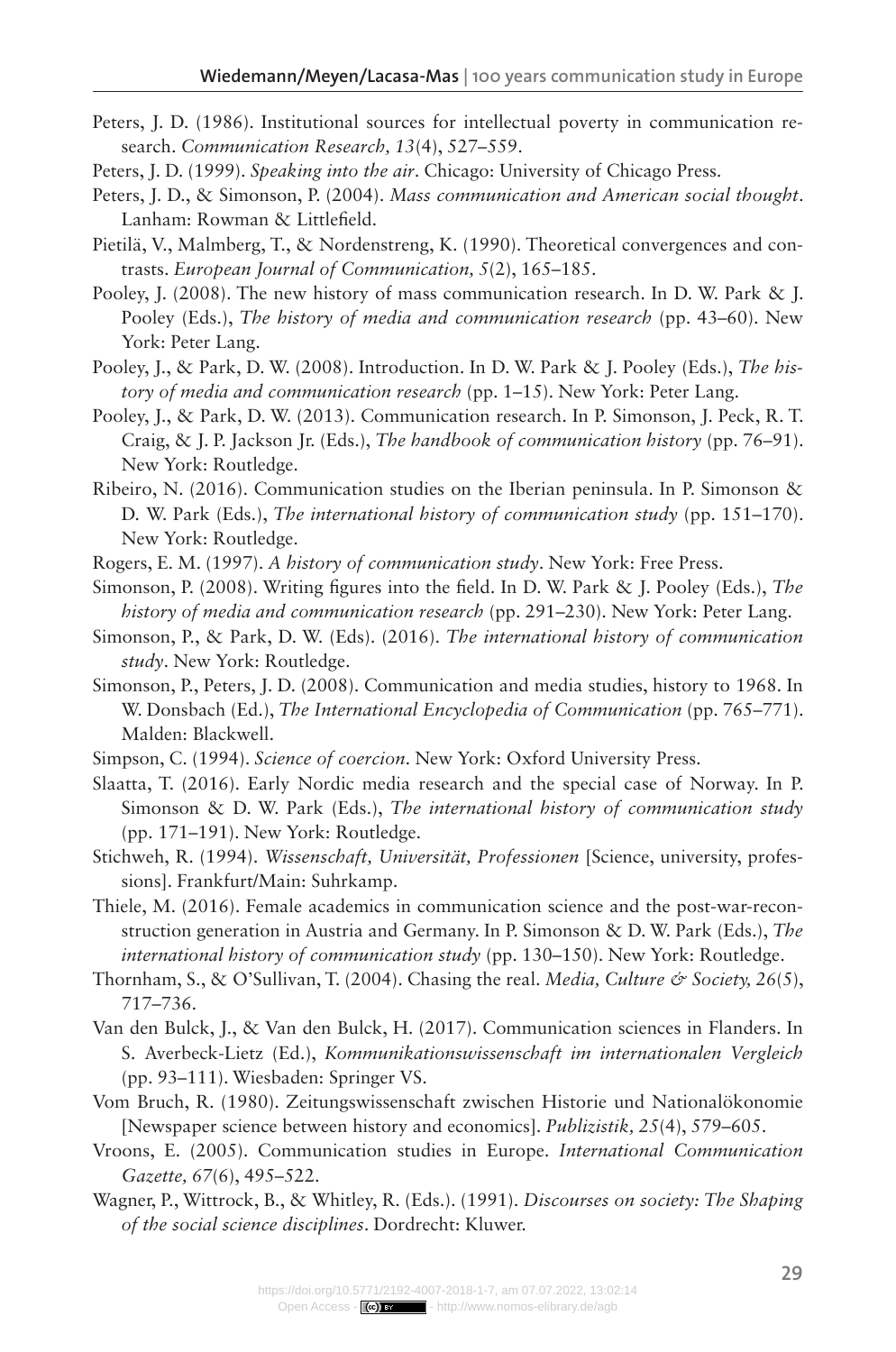Peters, J. D. (1986). Institutional sources for intellectual poverty in communication research. *Communication Research, 13*(4), 527–559.

Peters, J. D. (1999). *Speaking into the air*. Chicago: University of Chicago Press.

Peters, J. D., & Simonson, P. (2004). *Mass communication and American social thought*. Lanham: Rowman & Littlefield.

Pietilä, V., Malmberg, T., & Nordenstreng, K. (1990). Theoretical convergences and contrasts. *European Journal of Communication, 5*(2), 165–185.

Pooley, J. (2008). The new history of mass communication research. In D. W. Park & J. Pooley (Eds.), *The history of media and communication research* (pp. 43–60). New York: Peter Lang.

Pooley, J., & Park, D. W. (2008). Introduction. In D. W. Park & J. Pooley (Eds.), *The history of media and communication research* (pp. 1–15). New York: Peter Lang.

Pooley, J., & Park, D. W. (2013). Communication research. In P. Simonson, J. Peck, R. T. Craig, & J. P. Jackson Jr. (Eds.), *The handbook of communication history* (pp. 76–91). New York: Routledge.

Ribeiro, N. (2016). Communication studies on the Iberian peninsula. In P. Simonson & D. W. Park (Eds.), *The international history of communication study* (pp. 151–170). New York: Routledge.

Rogers, E. M. (1997). *A history of communication study*. New York: Free Press.

Simonson, P. (2008). Writing figures into the field. In D. W. Park & J. Pooley (Eds.), *The history of media and communication research* (pp. 291–230). New York: Peter Lang.

Simonson, P., & Park, D. W. (Eds). (2016). *The international history of communication study*. New York: Routledge.

Simonson, P., Peters, J. D. (2008). Communication and media studies, history to 1968. In W. Donsbach (Ed.), *The International Encyclopedia of Communication* (pp. 765–771). Malden: Blackwell.

Simpson, C. (1994). *Science of coercion*. New York: Oxford University Press.

Slaatta, T. (2016). Early Nordic media research and the special case of Norway. In P. Simonson & D. W. Park (Eds.), *The international history of communication study* (pp. 171–191). New York: Routledge.

Stichweh, R. (1994). *Wissenschaft, Universität, Professionen* [Science, university, professions]. Frankfurt/Main: Suhrkamp.

Thiele, M. (2016). Female academics in communication science and the post-war-reconstruction generation in Austria and Germany. In P. Simonson & D. W. Park (Eds.), *The international history of communication study* (pp. 130–150). New York: Routledge.

Thornham, S., & O'Sullivan, T. (2004). Chasing the real. *Media, Culture & Society, 26*(5), 717–736.

Van den Bulck, J., & Van den Bulck, H. (2017). Communication sciences in Flanders. In S. Averbeck-Lietz (Ed.), *Kommunikationswissenschaft im internationalen Vergleich* (pp. 93–111). Wiesbaden: Springer VS.

Vom Bruch, R. (1980). Zeitungswissenschaft zwischen Historie und Nationalökonomie [Newspaper science between history and economics]. *Publizistik, 25*(4), 579–605.

Vroons, E. (2005). Communication studies in Europe. *International Communication Gazette, 67*(6), 495–522.

Wagner, P., Wittrock, B., & Whitley, R. (Eds.). (1991). *Discourses on society: The Shaping of the social science disciplines*. Dordrecht: Kluwer.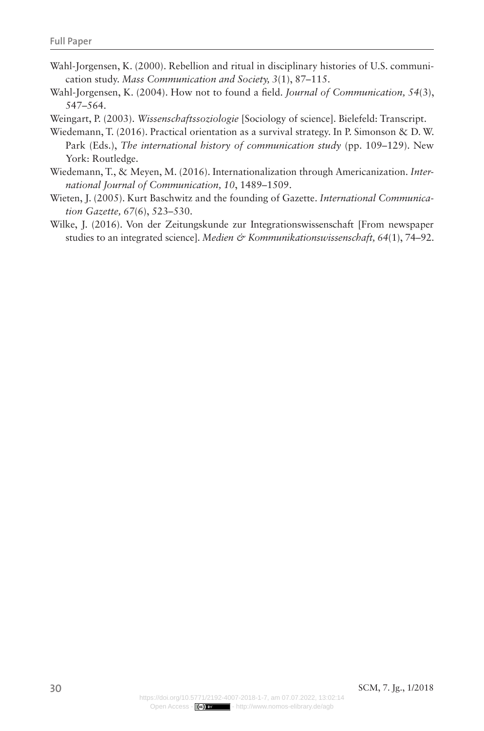Wahl-Jorgensen, K. (2000). Rebellion and ritual in disciplinary histories of U.S. communication study. *Mass Communication and Society, 3*(1), 87–115.

Wahl-Jorgensen, K. (2004). How not to found a field. *Journal of Communication, 54*(3), 547–564.

Weingart, P. (2003). *Wissenschaftssoziologie* [Sociology of science]. Bielefeld: Transcript.

Wiedemann, T. (2016). Practical orientation as a survival strategy. In P. Simonson & D. W. Park (Eds.), *The international history of communication study* (pp. 109–129). New York: Routledge.

Wiedemann, T., & Meyen, M. (2016). Internationalization through Americanization. *International Journal of Communication, 10*, 1489–1509.

Wieten, J. (2005). Kurt Baschwitz and the founding of Gazette. *International Communication Gazette, 67*(6), 523–530.

Wilke, J. (2016). Von der Zeitungskunde zur Integrationswissenschaft [From newspaper studies to an integrated science]. *Medien & Kommunikationswissenschaft, 64*(1), 74–92.